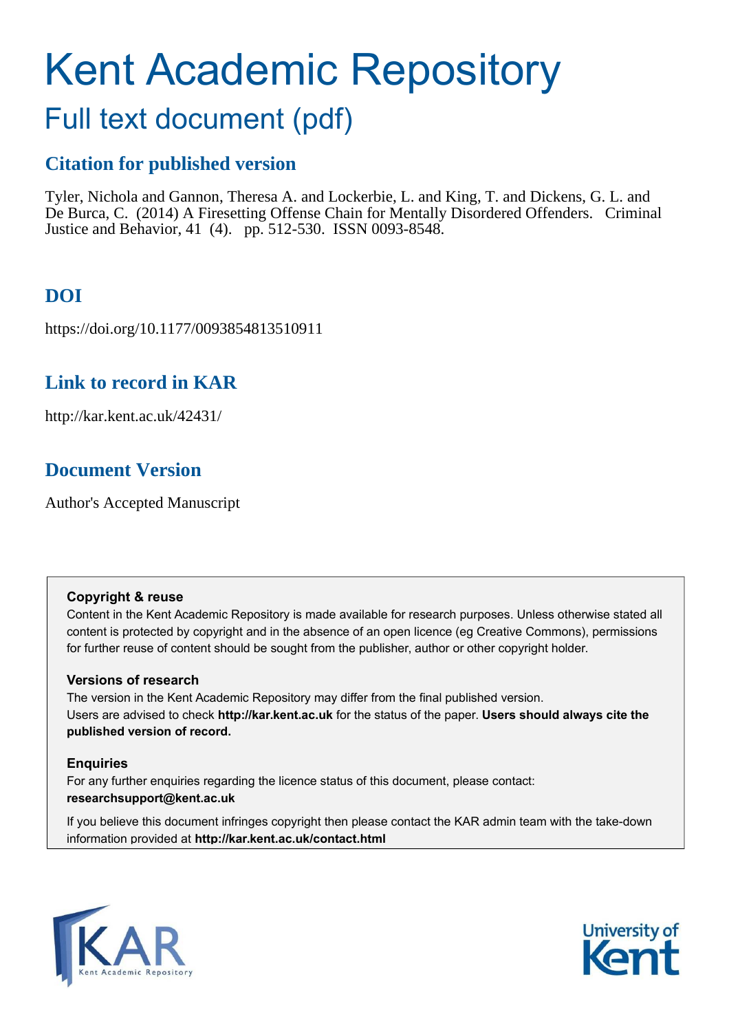# Kent Academic Repository

## Full text document (pdf)

### Citation for published version

Tyler, Nichola and Gannon, Theresa A. and Lockerbie, L. and King, T. and Dickens, G. L. and De Burca, C. (2014) A Firesetting Offense Chain for Mentally Disordered Offenders. Criminal Justice and Behavior, 41 (4). pp. 512-530. ISSN 0093-8548.

### DOI

https://doi.org/10.1177/0093854813510911

### Link to record in KAR

http://kar.kent.ac.uk/42431/

### Document Version

Author's Accepted Manuscript

**Copyright & reuse**

Content in the Kent Academic Repository is made available for research purposes. Unless otherwise stated all content is protected by copyright and in the absence of an open licence (eg Creative Commons), permissions for further reuse of content should be sought from the publisher, author or other copyright holder.

**Versions of research**

The version in the Kent Academic Repository may differ from the final published version. Users are advised to check **http://kar.kent.ac.uk** for the status of the paper. **Users should always cite the published version of record.**

**Enquiries**

For any further enquiries regarding the licence status of this document, please contact: **researchsupport@kent.ac.uk**

If you believe this document infringes copyright then please contact the KAR admin team with the take-down information provided at **http://kar.kent.ac.uk/contact.html**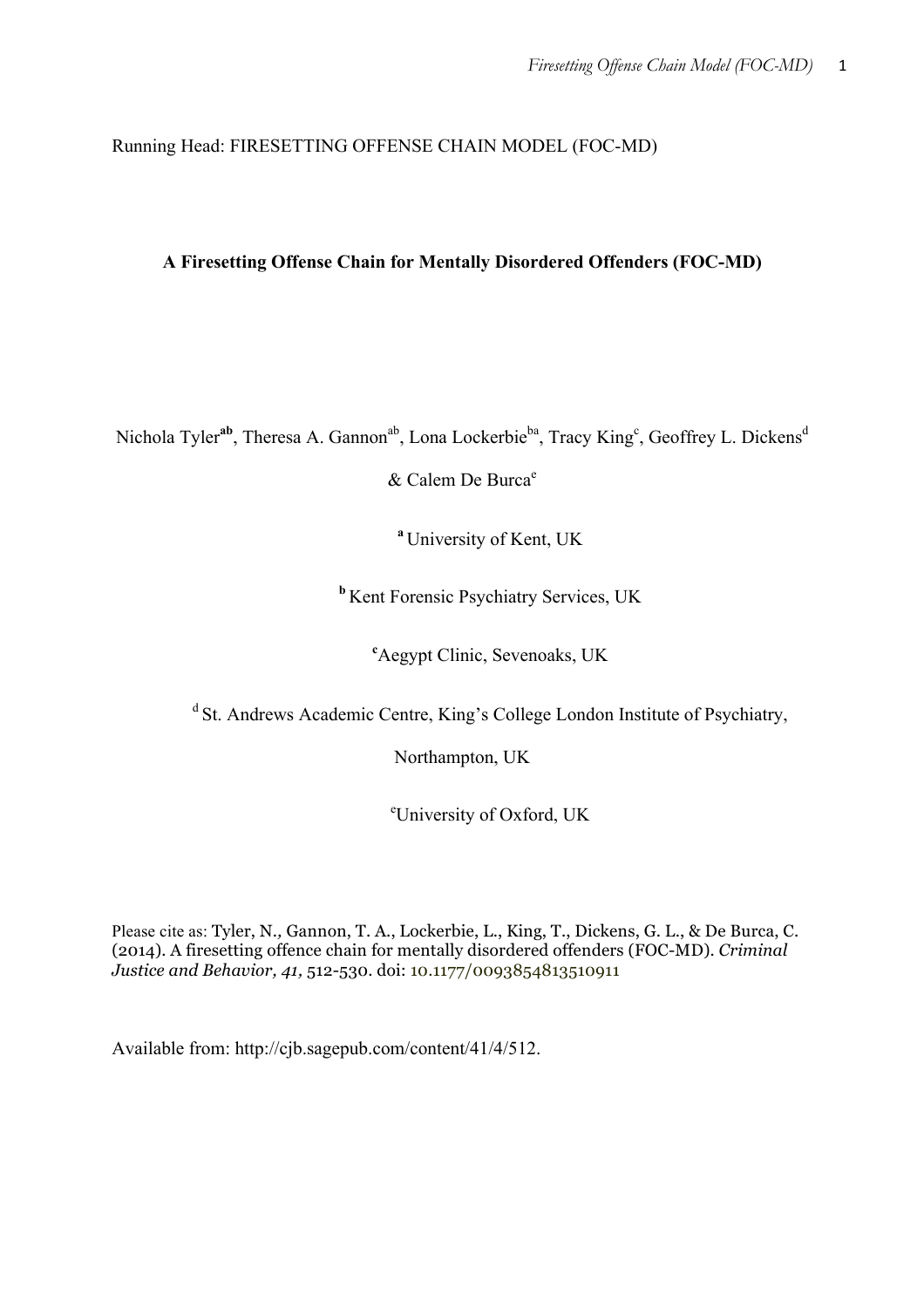Running Head: FIRESETTING OFFENSE CHAIN MODEL (FOC-MD)

# A Firesetting Offense Chain for Mentally Disordered Offenders (FOC-MD)

Nichola Tyler[ab], Theresa A. Gannon[ab], Lona Lockerbie[ba], Tracy King[c], Geoffrey L. Dickens[d] & Calem De Burca[e]

[a] University of Kent, UK

[b] Kent Forensic Psychiatry Services, UK

[c] Aegypt Clinic, Sevenoaks, UK

[d] St. Andrews Academic Centre, King's College London Institute of Psychiatry, Northampton, UK

[e] University of Oxford, UK

Please cite as: Tyler, N., Gannon, T. A., Lockerbie, L., King, T., Dickens, G. L., & De Burca, C. (2014). A firesetting offence chain for mentally disordered offenders (FOC-MD). *Criminal Justice and Behavior, 41,* 512-530. doi: 10.1177/0093854813510911

Available from: http://cjb.sagepub.com/content/41/4/512.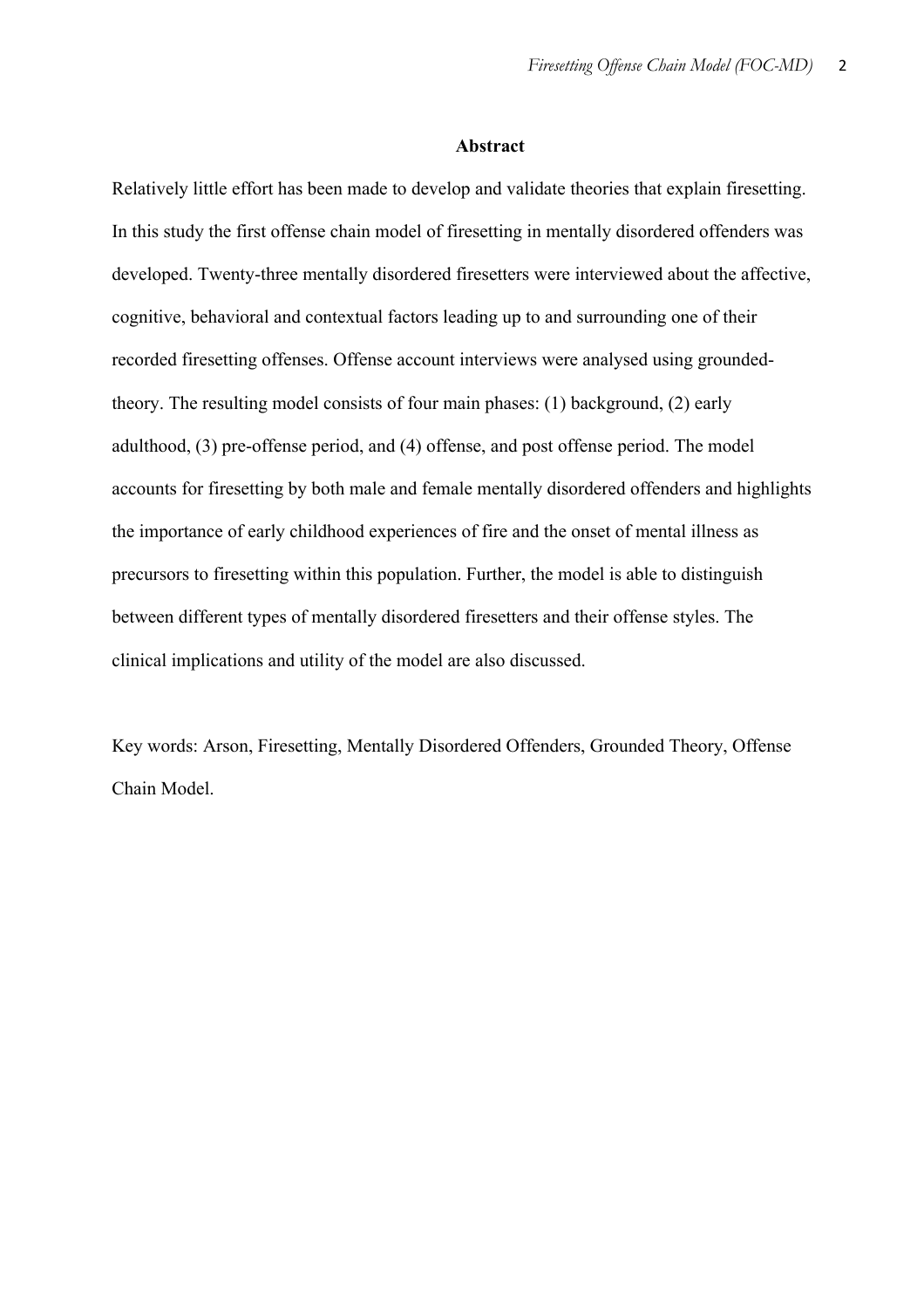## Abstract

Relatively little effort has been made to develop and validate theories that explain firesetting. In this study the first offense chain model of firesetting in mentally disordered offenders was developed. Twenty-three mentally disordered firesetters were interviewed about the affective, cognitive, behavioral and contextual factors leading up to and surrounding one of their recorded firesetting offenses. Offense account interviews were analysed using grounded-theory. The resulting model consists of four main phases: (1) background, (2) early adulthood, (3) pre-offense period, and (4) offense, and post offense period. The model accounts for firesetting by both male and female mentally disordered offenders and highlights the importance of early childhood experiences of fire and the onset of mental illness as precursors to firesetting within this population. Further, the model is able to distinguish between different types of mentally disordered firesetters and their offense styles. The clinical implications and utility of the model are also discussed.

Key words: Arson, Firesetting, Mentally Disordered Offenders, Grounded Theory, Offense Chain Model.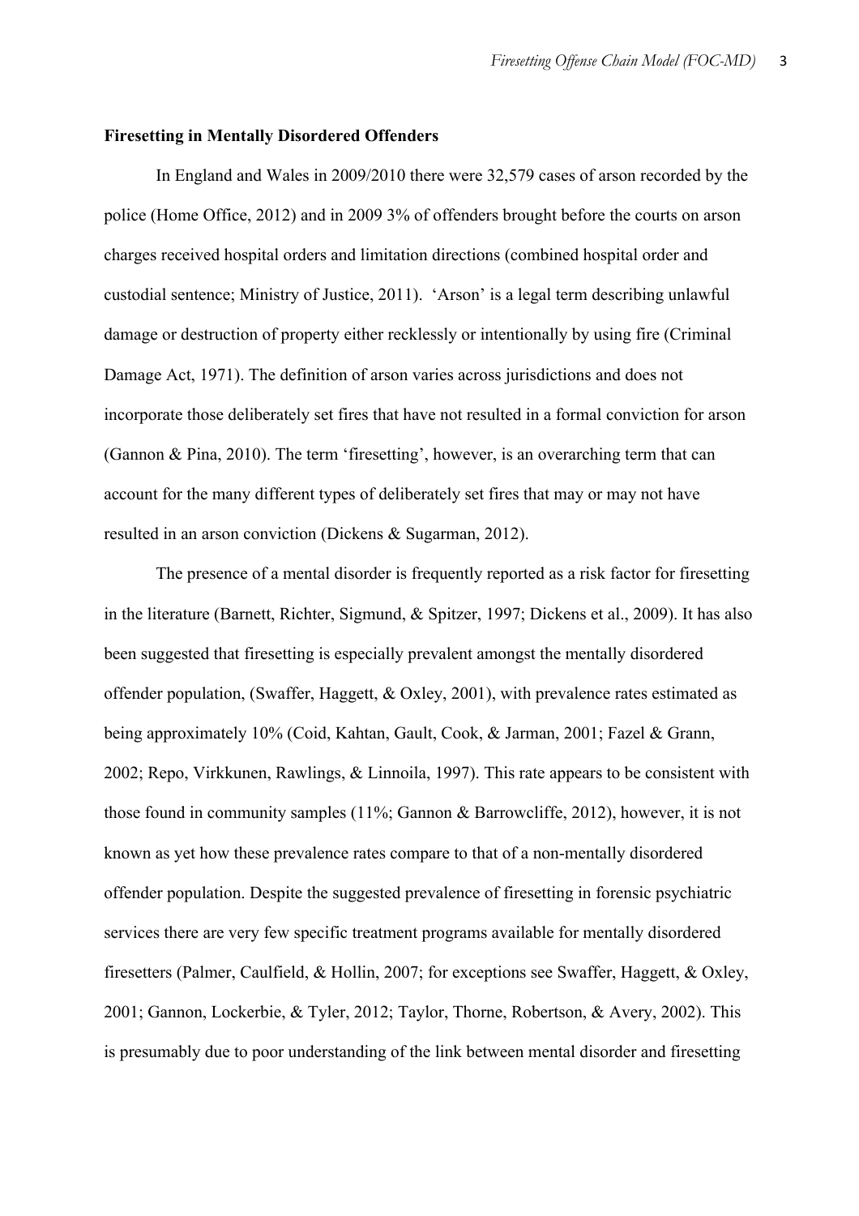**Firesetting in Mentally Disordered Offenders**

In England and Wales in 2009/2010 there were 32,579 cases of arson recorded by the police (Home Office, 2012) and in 2009 3% of offenders brought before the courts on arson charges received hospital orders and limitation directions (combined hospital order and custodial sentence; Ministry of Justice, 2011). 'Arson' is a legal term describing unlawful damage or destruction of property either recklessly or intentionally by using fire (Criminal Damage Act, 1971). The definition of arson varies across jurisdictions and does not incorporate those deliberately set fires that have not resulted in a formal conviction for arson (Gannon & Pina, 2010). The term 'firesetting', however, is an overarching term that can account for the many different types of deliberately set fires that may or may not have resulted in an arson conviction (Dickens & Sugarman, 2012).

The presence of a mental disorder is frequently reported as a risk factor for firesetting in the literature (Barnett, Richter, Sigmund, & Spitzer, 1997; Dickens et al., 2009). It has also been suggested that firesetting is especially prevalent amongst the mentally disordered offender population, (Swaffer, Haggett, & Oxley, 2001), with prevalence rates estimated as being approximately 10% (Coid, Kahtan, Gault, Cook, & Jarman, 2001; Fazel & Grann, 2002; Repo, Virkkunen, Rawlings, & Linnoila, 1997). This rate appears to be consistent with those found in community samples (11%; Gannon & Barrowcliffe, 2012), however, it is not known as yet how these prevalence rates compare to that of a non-mentally disordered offender population. Despite the suggested prevalence of firesetting in forensic psychiatric services there are very few specific treatment programs available for mentally disordered firesetters (Palmer, Caulfield, & Hollin, 2007; for exceptions see Swaffer, Haggett, & Oxley, 2001; Gannon, Lockerbie, & Tyler, 2012; Taylor, Thorne, Robertson, & Avery, 2002). This is presumably due to poor understanding of the link between mental disorder and firesetting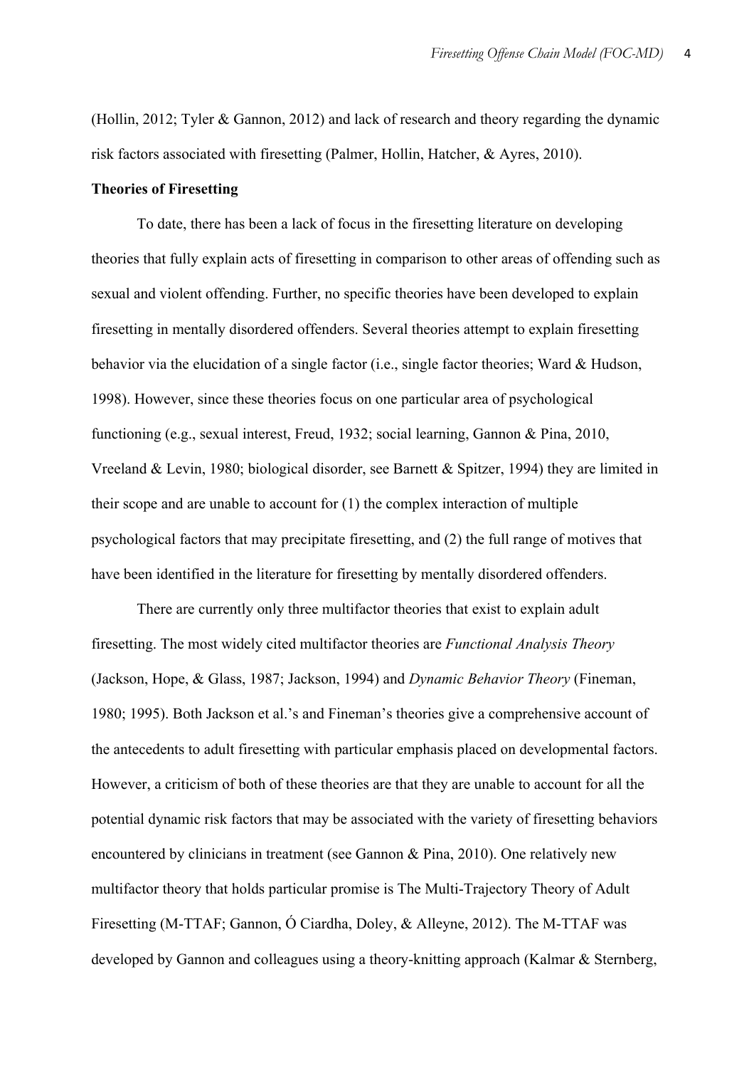(Hollin, 2012; Tyler & Gannon, 2012) and lack of research and theory regarding the dynamic risk factors associated with firesetting (Palmer, Hollin, Hatcher, & Ayres, 2010).

**Theories of Firesetting**

To date, there has been a lack of focus in the firesetting literature on developing theories that fully explain acts of firesetting in comparison to other areas of offending such as sexual and violent offending. Further, no specific theories have been developed to explain firesetting in mentally disordered offenders. Several theories attempt to explain firesetting behavior via the elucidation of a single factor (i.e., single factor theories; Ward & Hudson, 1998). However, since these theories focus on one particular area of psychological functioning (e.g., sexual interest, Freud, 1932; social learning, Gannon & Pina, 2010, Vreeland & Levin, 1980; biological disorder, see Barnett & Spitzer, 1994) they are limited in their scope and are unable to account for (1) the complex interaction of multiple psychological factors that may precipitate firesetting, and (2) the full range of motives that have been identified in the literature for firesetting by mentally disordered offenders.

There are currently only three multifactor theories that exist to explain adult firesetting. The most widely cited multifactor theories are *Functional Analysis Theory* (Jackson, Hope, & Glass, 1987; Jackson, 1994) and *Dynamic Behavior Theory* (Fineman, 1980; 1995). Both Jackson et al.'s and Fineman's theories give a comprehensive account of the antecedents to adult firesetting with particular emphasis placed on developmental factors. However, a criticism of both of these theories are that they are unable to account for all the potential dynamic risk factors that may be associated with the variety of firesetting behaviors encountered by clinicians in treatment (see Gannon & Pina, 2010). One relatively new multifactor theory that holds particular promise is The Multi-Trajectory Theory of Adult Firesetting (M-TTAF; Gannon, Ó Ciardha, Doley, & Alleyne, 2012). The M-TTAF was developed by Gannon and colleagues using a theory-knitting approach (Kalmar & Sternberg,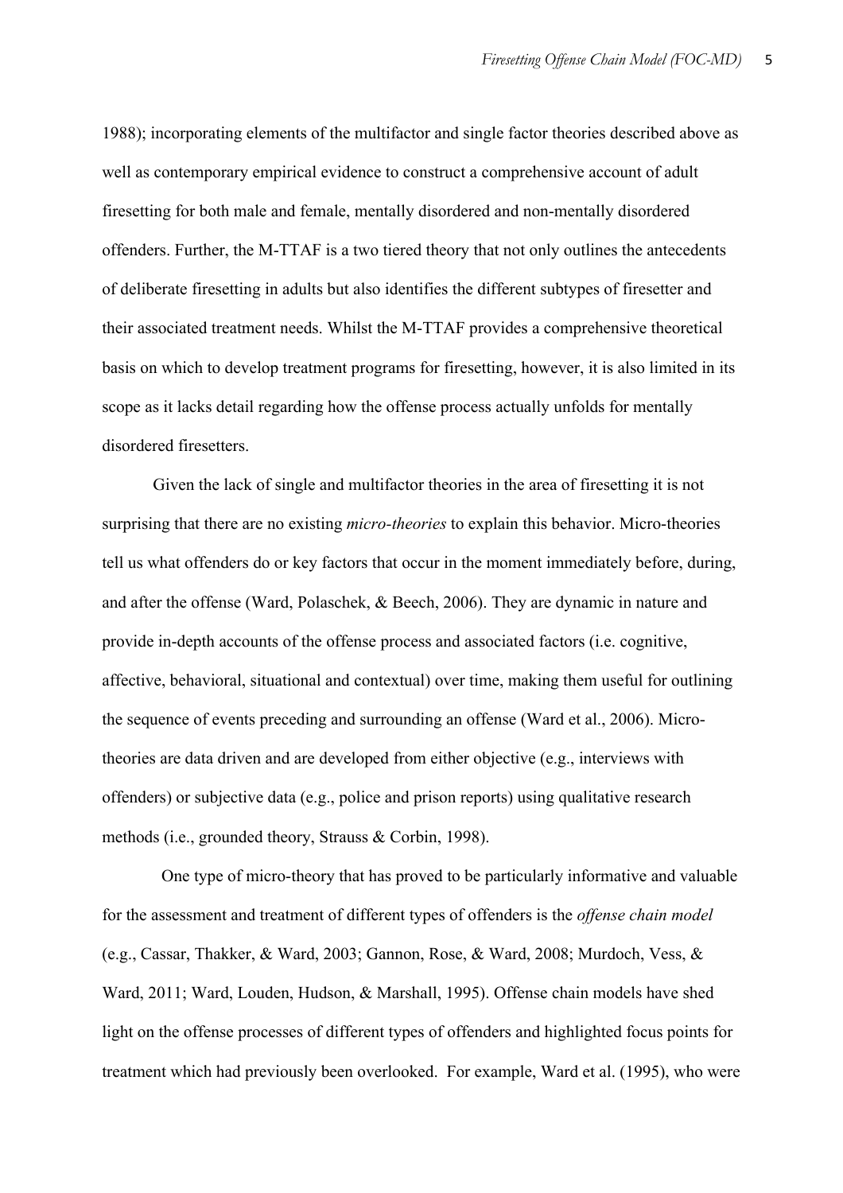1988); incorporating elements of the multifactor and single factor theories described above as well as contemporary empirical evidence to construct a comprehensive account of adult firesetting for both male and female, mentally disordered and non-mentally disordered offenders. Further, the M-TTAF is a two tiered theory that not only outlines the antecedents of deliberate firesetting in adults but also identifies the different subtypes of firesetter and their associated treatment needs. Whilst the M-TTAF provides a comprehensive theoretical basis on which to develop treatment programs for firesetting, however, it is also limited in its scope as it lacks detail regarding how the offense process actually unfolds for mentally disordered firesetters.

Given the lack of single and multifactor theories in the area of firesetting it is not surprising that there are no existing *micro-theories* to explain this behavior. Micro-theories tell us what offenders do or key factors that occur in the moment immediately before, during, and after the offense (Ward, Polaschek, & Beech, 2006). They are dynamic in nature and provide in-depth accounts of the offense process and associated factors (i.e. cognitive, affective, behavioral, situational and contextual) over time, making them useful for outlining the sequence of events preceding and surrounding an offense (Ward et al., 2006). Micro-theories are data driven and are developed from either objective (e.g., interviews with offenders) or subjective data (e.g., police and prison reports) using qualitative research methods (i.e., grounded theory, Strauss & Corbin, 1998).

One type of micro-theory that has proved to be particularly informative and valuable for the assessment and treatment of different types of offenders is the *offense chain model* (e.g., Cassar, Thakker, & Ward, 2003; Gannon, Rose, & Ward, 2008; Murdoch, Vess, & Ward, 2011; Ward, Louden, Hudson, & Marshall, 1995). Offense chain models have shed light on the offense processes of different types of offenders and highlighted focus points for treatment which had previously been overlooked. For example, Ward et al. (1995), who were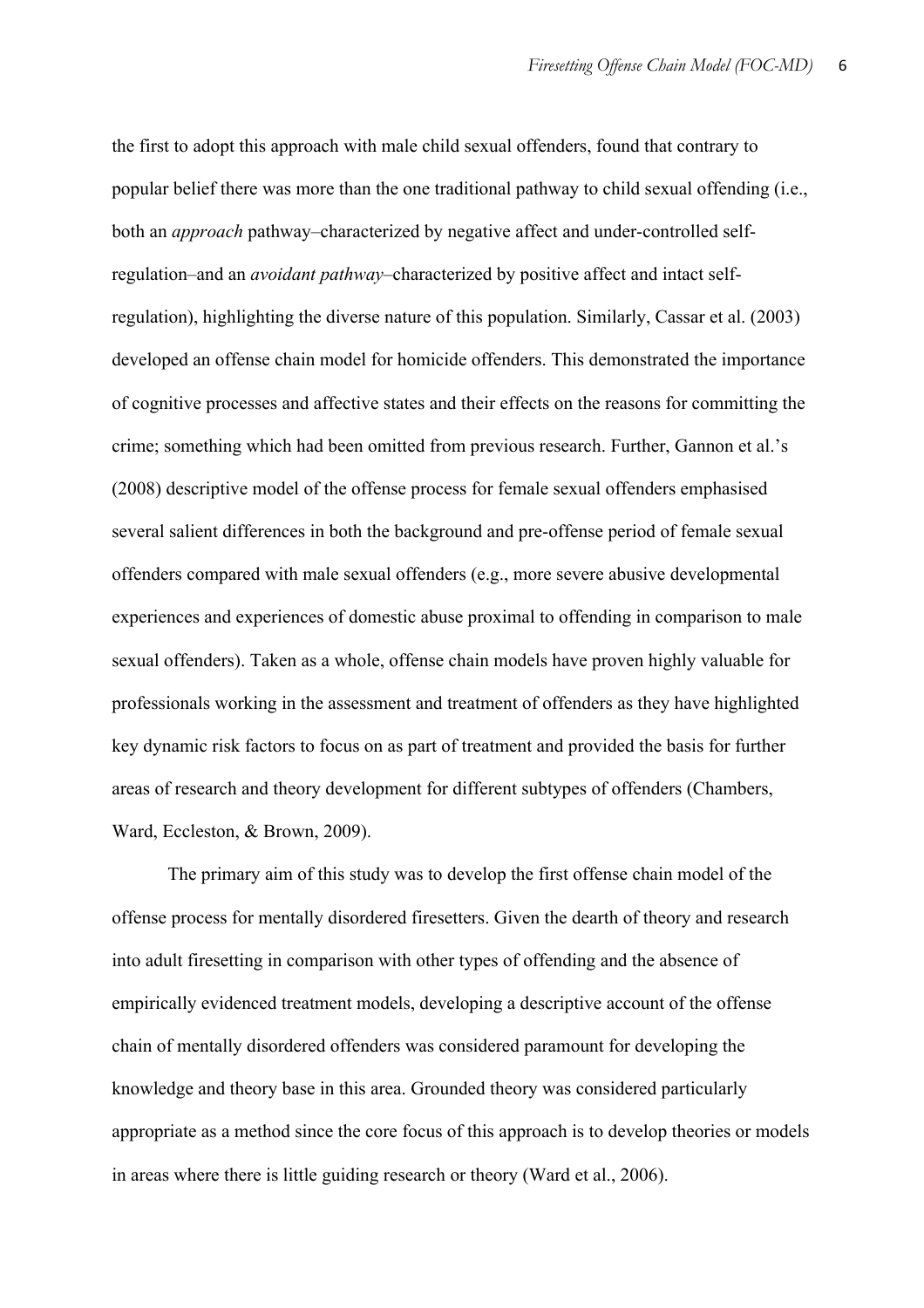the first to adopt this approach with male child sexual offenders, found that contrary to popular belief there was more than the one traditional pathway to child sexual offending (i.e., both an *approach* pathway–characterized by negative affect and under-controlled self-regulation–and an *avoidant pathway*–characterized by positive affect and intact self-regulation), highlighting the diverse nature of this population. Similarly, Cassar et al. (2003) developed an offense chain model for homicide offenders. This demonstrated the importance of cognitive processes and affective states and their effects on the reasons for committing the crime; something which had been omitted from previous research. Further, Gannon et al.'s (2008) descriptive model of the offense process for female sexual offenders emphasised several salient differences in both the background and pre-offense period of female sexual offenders compared with male sexual offenders (e.g., more severe abusive developmental experiences and experiences of domestic abuse proximal to offending in comparison to male sexual offenders). Taken as a whole, offense chain models have proven highly valuable for professionals working in the assessment and treatment of offenders as they have highlighted key dynamic risk factors to focus on as part of treatment and provided the basis for further areas of research and theory development for different subtypes of offenders (Chambers, Ward, Eccleston, & Brown, 2009).

The primary aim of this study was to develop the first offense chain model of the offense process for mentally disordered firesetters. Given the dearth of theory and research into adult firesetting in comparison with other types of offending and the absence of empirically evidenced treatment models, developing a descriptive account of the offense chain of mentally disordered offenders was considered paramount for developing the knowledge and theory base in this area. Grounded theory was considered particularly appropriate as a method since the core focus of this approach is to develop theories or models in areas where there is little guiding research or theory (Ward et al., 2006).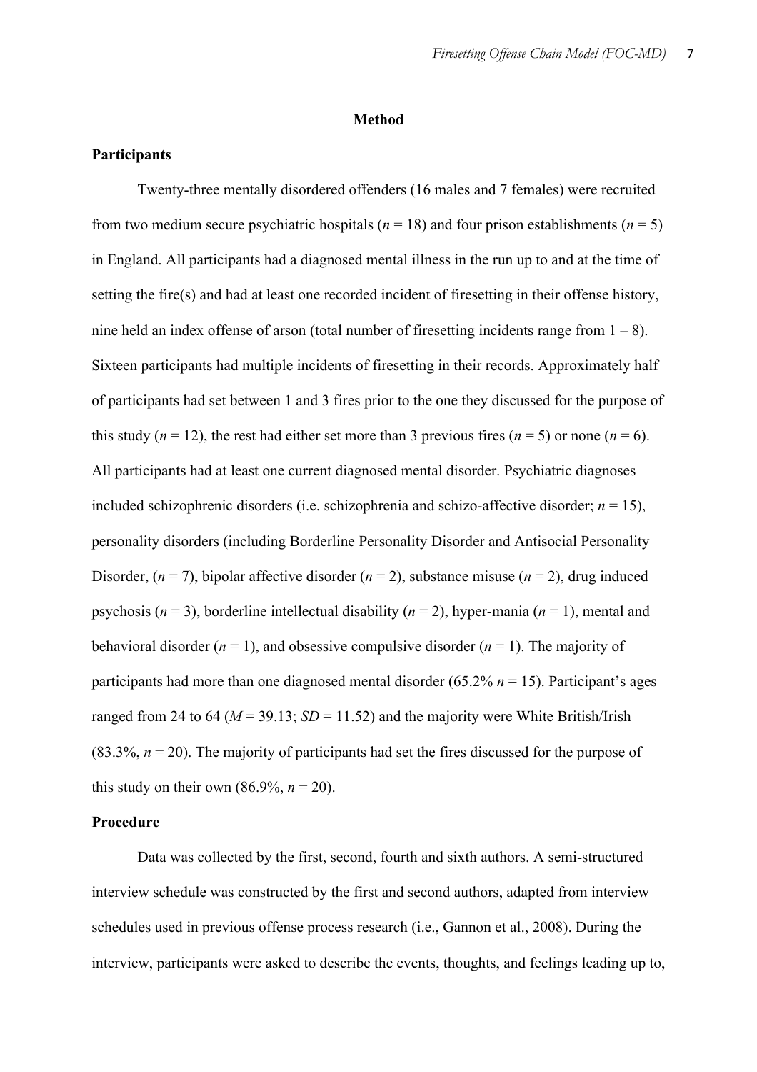## Method

### Participants

Twenty-three mentally disordered offenders (16 males and 7 females) were recruited from two medium secure psychiatric hospitals ($n$ = 18) and four prison establishments ($n$ = 5) in England. All participants had a diagnosed mental illness in the run up to and at the time of setting the fire(s) and had at least one recorded incident of firesetting in their offense history, nine held an index offense of arson (total number of firesetting incidents range from 1 – 8). Sixteen participants had multiple incidents of firesetting in their records. Approximately half of participants had set between 1 and 3 fires prior to the one they discussed for the purpose of this study ($n$ = 12), the rest had either set more than 3 previous fires ($n$ = 5) or none ($n$ = 6). All participants had at least one current diagnosed mental disorder. Psychiatric diagnoses included schizophrenic disorders (i.e. schizophrenia and schizo-affective disorder; $n$ = 15), personality disorders (including Borderline Personality Disorder and Antisocial Personality Disorder, ($n$ = 7), bipolar affective disorder ($n$ = 2), substance misuse ($n$ = 2), drug induced psychosis ($n$ = 3), borderline intellectual disability ($n$ = 2), hyper-mania ($n$ = 1), mental and behavioral disorder ($n$ = 1), and obsessive compulsive disorder ($n$ = 1). The majority of participants had more than one diagnosed mental disorder (65.2% $n$ = 15). Participant's ages ranged from 24 to 64 ($M$ = 39.13; $SD$ = 11.52) and the majority were White British/Irish (83.3%, $n$ = 20). The majority of participants had set the fires discussed for the purpose of this study on their own (86.9%, $n$ = 20).

### Procedure

Data was collected by the first, second, fourth and sixth authors. A semi-structured interview schedule was constructed by the first and second authors, adapted from interview schedules used in previous offense process research (i.e., Gannon et al., 2008). During the interview, participants were asked to describe the events, thoughts, and feelings leading up to,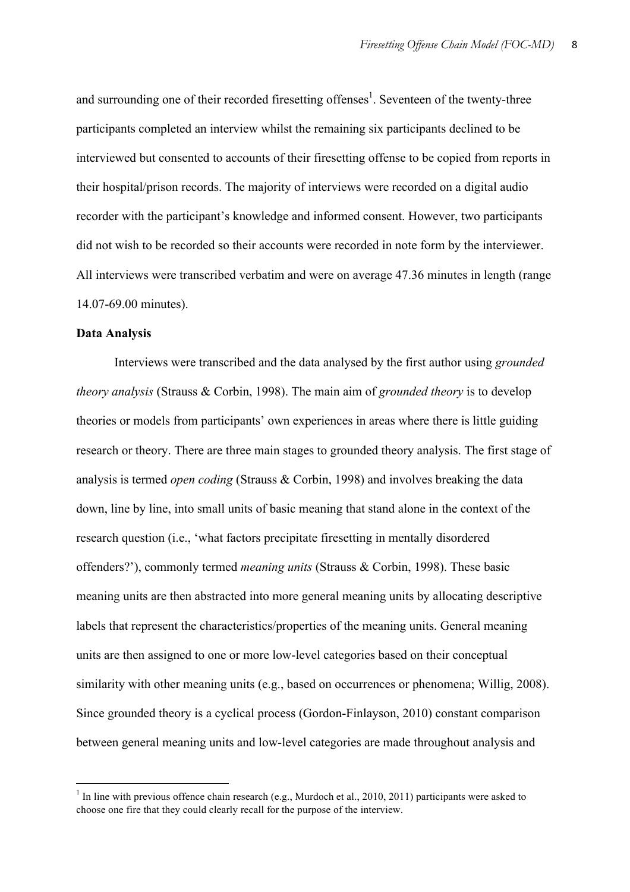and surrounding one of their recorded firesetting offenses[1]. Seventeen of the twenty-three participants completed an interview whilst the remaining six participants declined to be interviewed but consented to accounts of their firesetting offense to be copied from reports in their hospital/prison records. The majority of interviews were recorded on a digital audio recorder with the participant's knowledge and informed consent. However, two participants did not wish to be recorded so their accounts were recorded in note form by the interviewer. All interviews were transcribed verbatim and were on average 47.36 minutes in length (range 14.07-69.00 minutes).

**Data Analysis**

Interviews were transcribed and the data analysed by the first author using *grounded theory analysis* (Strauss & Corbin, 1998). The main aim of *grounded theory* is to develop theories or models from participants' own experiences in areas where there is little guiding research or theory. There are three main stages to grounded theory analysis. The first stage of analysis is termed *open coding* (Strauss & Corbin, 1998) and involves breaking the data down, line by line, into small units of basic meaning that stand alone in the context of the research question (i.e., 'what factors precipitate firesetting in mentally disordered offenders?'), commonly termed *meaning units* (Strauss & Corbin, 1998). These basic meaning units are then abstracted into more general meaning units by allocating descriptive labels that represent the characteristics/properties of the meaning units. General meaning units are then assigned to one or more low-level categories based on their conceptual similarity with other meaning units (e.g., based on occurrences or phenomena; Willig, 2008). Since grounded theory is a cyclical process (Gordon-Finlayson, 2010) constant comparison between general meaning units and low-level categories are made throughout analysis and

[1] In line with previous offence chain research (e.g., Murdoch et al., 2010, 2011) participants were asked to choose one fire that they could clearly recall for the purpose of the interview.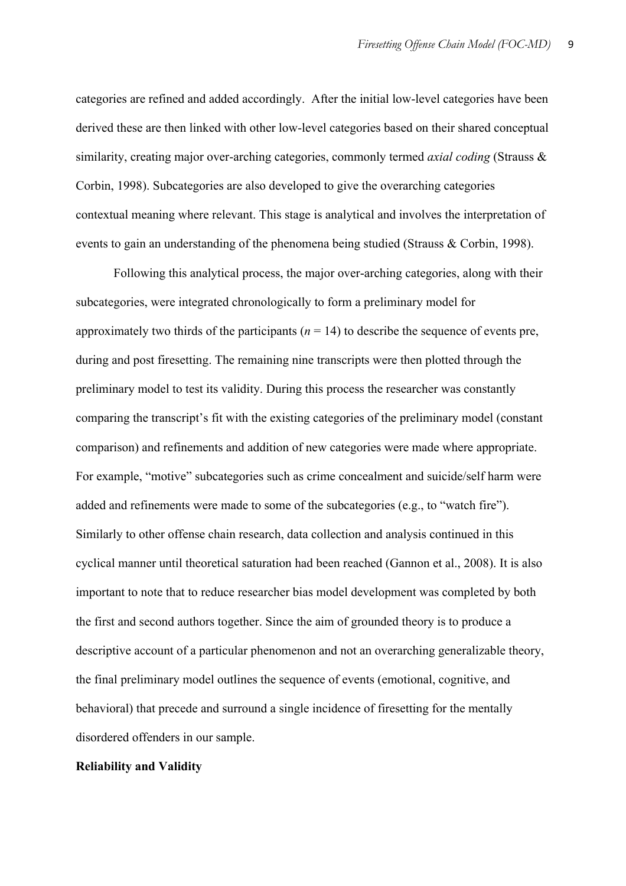categories are refined and added accordingly. After the initial low-level categories have been derived these are then linked with other low-level categories based on their shared conceptual similarity, creating major over-arching categories, commonly termed *axial coding* (Strauss & Corbin, 1998). Subcategories are also developed to give the overarching categories contextual meaning where relevant. This stage is analytical and involves the interpretation of events to gain an understanding of the phenomena being studied (Strauss & Corbin, 1998).

Following this analytical process, the major over-arching categories, along with their subcategories, were integrated chronologically to form a preliminary model for approximately two thirds of the participants (*n* = 14) to describe the sequence of events pre, during and post firesetting. The remaining nine transcripts were then plotted through the preliminary model to test its validity. During this process the researcher was constantly comparing the transcript's fit with the existing categories of the preliminary model (constant comparison) and refinements and addition of new categories were made where appropriate. For example, "motive" subcategories such as crime concealment and suicide/self harm were added and refinements were made to some of the subcategories (e.g., to "watch fire"). Similarly to other offense chain research, data collection and analysis continued in this cyclical manner until theoretical saturation had been reached (Gannon et al., 2008). It is also important to note that to reduce researcher bias model development was completed by both the first and second authors together. Since the aim of grounded theory is to produce a descriptive account of a particular phenomenon and not an overarching generalizable theory, the final preliminary model outlines the sequence of events (emotional, cognitive, and behavioral) that precede and surround a single incidence of firesetting for the mentally disordered offenders in our sample.

**Reliability and Validity**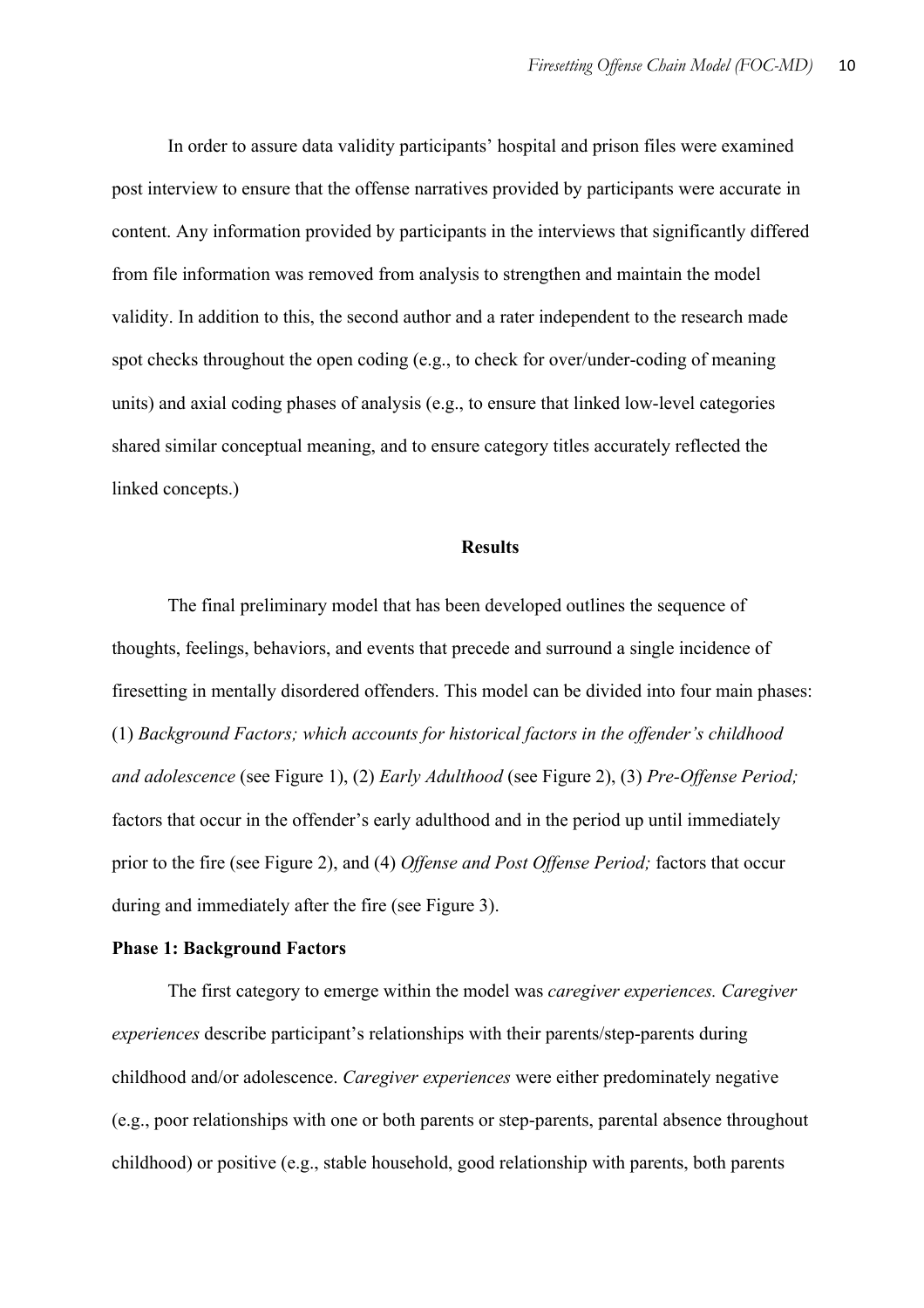In order to assure data validity participants' hospital and prison files were examined post interview to ensure that the offense narratives provided by participants were accurate in content. Any information provided by participants in the interviews that significantly differed from file information was removed from analysis to strengthen and maintain the model validity. In addition to this, the second author and a rater independent to the research made spot checks throughout the open coding (e.g., to check for over/under-coding of meaning units) and axial coding phases of analysis (e.g., to ensure that linked low-level categories shared similar conceptual meaning, and to ensure category titles accurately reflected the linked concepts.)

## Results

The final preliminary model that has been developed outlines the sequence of thoughts, feelings, behaviors, and events that precede and surround a single incidence of firesetting in mentally disordered offenders. This model can be divided into four main phases: (1) *Background Factors; which accounts for historical factors in the offender's childhood and adolescence* (see Figure 1), (2) *Early Adulthood* (see Figure 2), (3) *Pre-Offense Period;* factors that occur in the offender's early adulthood and in the period up until immediately prior to the fire (see Figure 2), and (4) *Offense and Post Offense Period;* factors that occur during and immediately after the fire (see Figure 3).

### Phase 1: Background Factors

The first category to emerge within the model was *caregiver experiences. Caregiver experiences* describe participant's relationships with their parents/step-parents during childhood and/or adolescence. *Caregiver experiences* were either predominately negative (e.g., poor relationships with one or both parents or step-parents, parental absence throughout childhood) or positive (e.g., stable household, good relationship with parents, both parents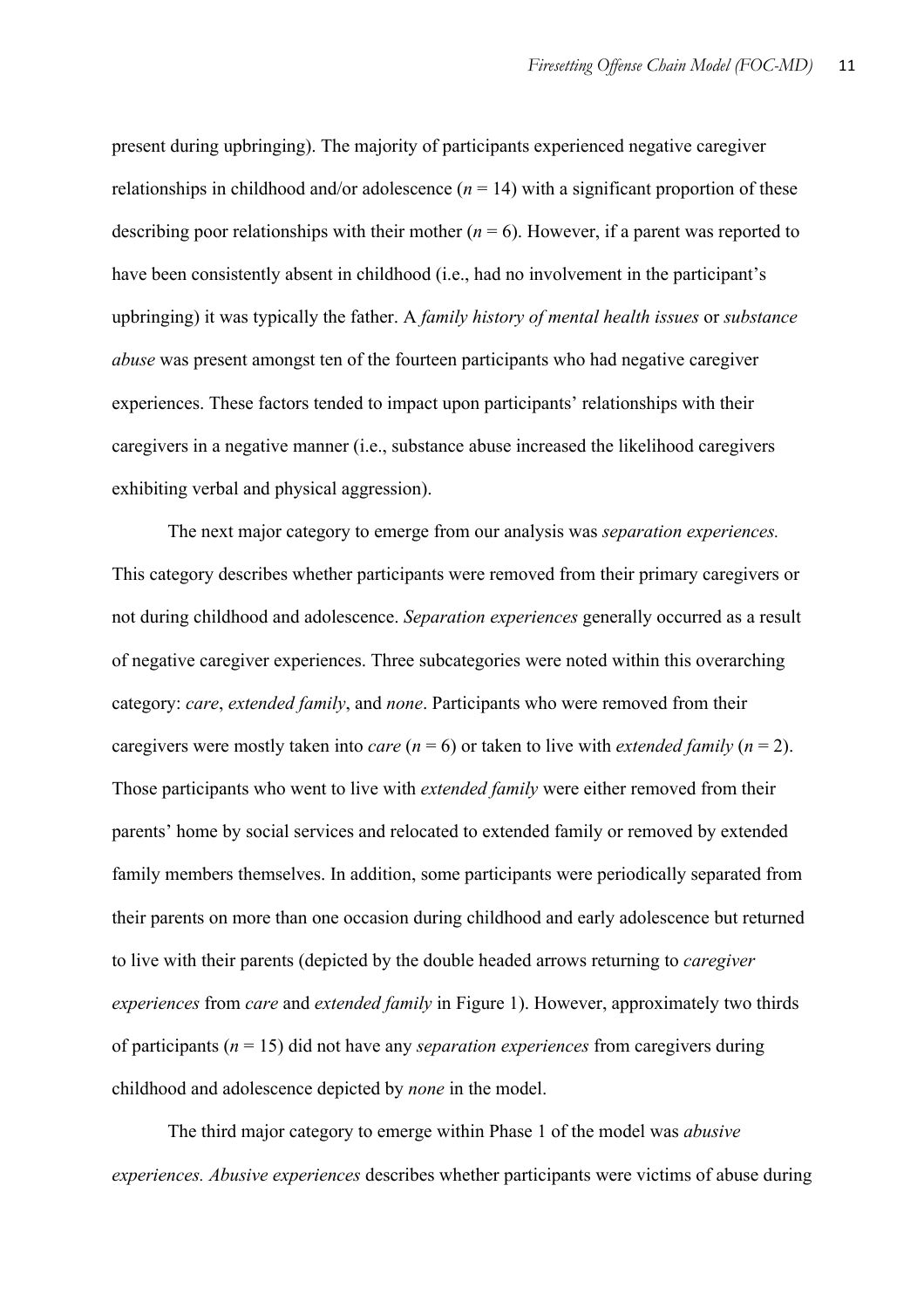present during upbringing). The majority of participants experienced negative caregiver relationships in childhood and/or adolescence (*n* = 14) with a significant proportion of these describing poor relationships with their mother (*n* = 6). However, if a parent was reported to have been consistently absent in childhood (i.e., had no involvement in the participant's upbringing) it was typically the father. A *family history of mental health issues* or *substance abuse* was present amongst ten of the fourteen participants who had negative caregiver experiences. These factors tended to impact upon participants' relationships with their caregivers in a negative manner (i.e., substance abuse increased the likelihood caregivers exhibiting verbal and physical aggression).

The next major category to emerge from our analysis was *separation experiences.* This category describes whether participants were removed from their primary caregivers or not during childhood and adolescence. *Separation experiences* generally occurred as a result of negative caregiver experiences. Three subcategories were noted within this overarching category: *care*, *extended family*, and *none*. Participants who were removed from their caregivers were mostly taken into *care* (*n* = 6) or taken to live with *extended family* (*n* = 2). Those participants who went to live with *extended family* were either removed from their parents' home by social services and relocated to extended family or removed by extended family members themselves. In addition, some participants were periodically separated from their parents on more than one occasion during childhood and early adolescence but returned to live with their parents (depicted by the double headed arrows returning to *caregiver experiences* from *care* and *extended family* in Figure 1). However, approximately two thirds of participants (*n* = 15) did not have any *separation experiences* from caregivers during childhood and adolescence depicted by *none* in the model.

The third major category to emerge within Phase 1 of the model was *abusive experiences. Abusive experiences* describes whether participants were victims of abuse during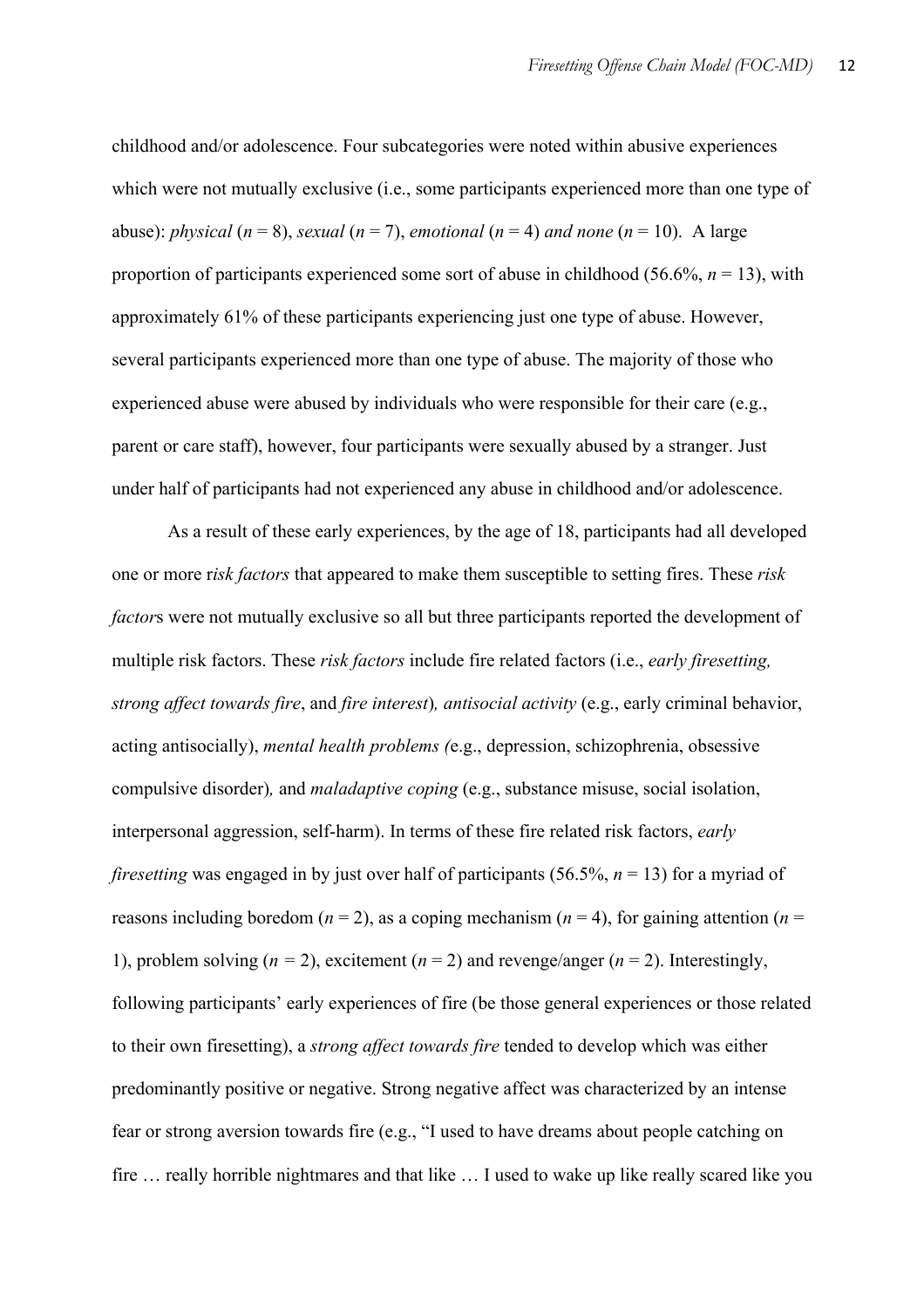childhood and/or adolescence. Four subcategories were noted within abusive experiences which were not mutually exclusive (i.e., some participants experienced more than one type of abuse): *physical* ($n$ = 8), *sexual* ($n$ = 7), *emotional* ($n$ = 4) *and none* ($n$ = 10). A large proportion of participants experienced some sort of abuse in childhood (56.6%, $n$ = 13), with approximately 61% of these participants experiencing just one type of abuse. However, several participants experienced more than one type of abuse. The majority of those who experienced abuse were abused by individuals who were responsible for their care (e.g., parent or care staff), however, four participants were sexually abused by a stranger. Just under half of participants had not experienced any abuse in childhood and/or adolescence.

As a result of these early experiences, by the age of 18, participants had all developed one or more r*isk factors* that appeared to make them susceptible to setting fires. These *risk factor*s were not mutually exclusive so all but three participants reported the development of multiple risk factors. These *risk factors* include fire related factors (i.e., *early firesetting, strong affect towards fire*, and *fire interest*)*, antisocial activity* (e.g., early criminal behavior, acting antisocially), *mental health problems (*e.g., depression, schizophrenia, obsessive compulsive disorder)*,* and *maladaptive coping* (e.g., substance misuse, social isolation, interpersonal aggression, self-harm). In terms of these fire related risk factors, *early firesetting* was engaged in by just over half of participants (56.5%, $n$ = 13) for a myriad of reasons including boredom ($n$ = 2), as a coping mechanism ($n$ = 4), for gaining attention ($n$ = 1), problem solving ($n$ = 2), excitement ($n$ = 2) and revenge/anger ($n$ = 2). Interestingly, following participants' early experiences of fire (be those general experiences or those related to their own firesetting), a *strong affect towards fire* tended to develop which was either predominantly positive or negative. Strong negative affect was characterized by an intense fear or strong aversion towards fire (e.g., "I used to have dreams about people catching on fire … really horrible nightmares and that like … I used to wake up like really scared like you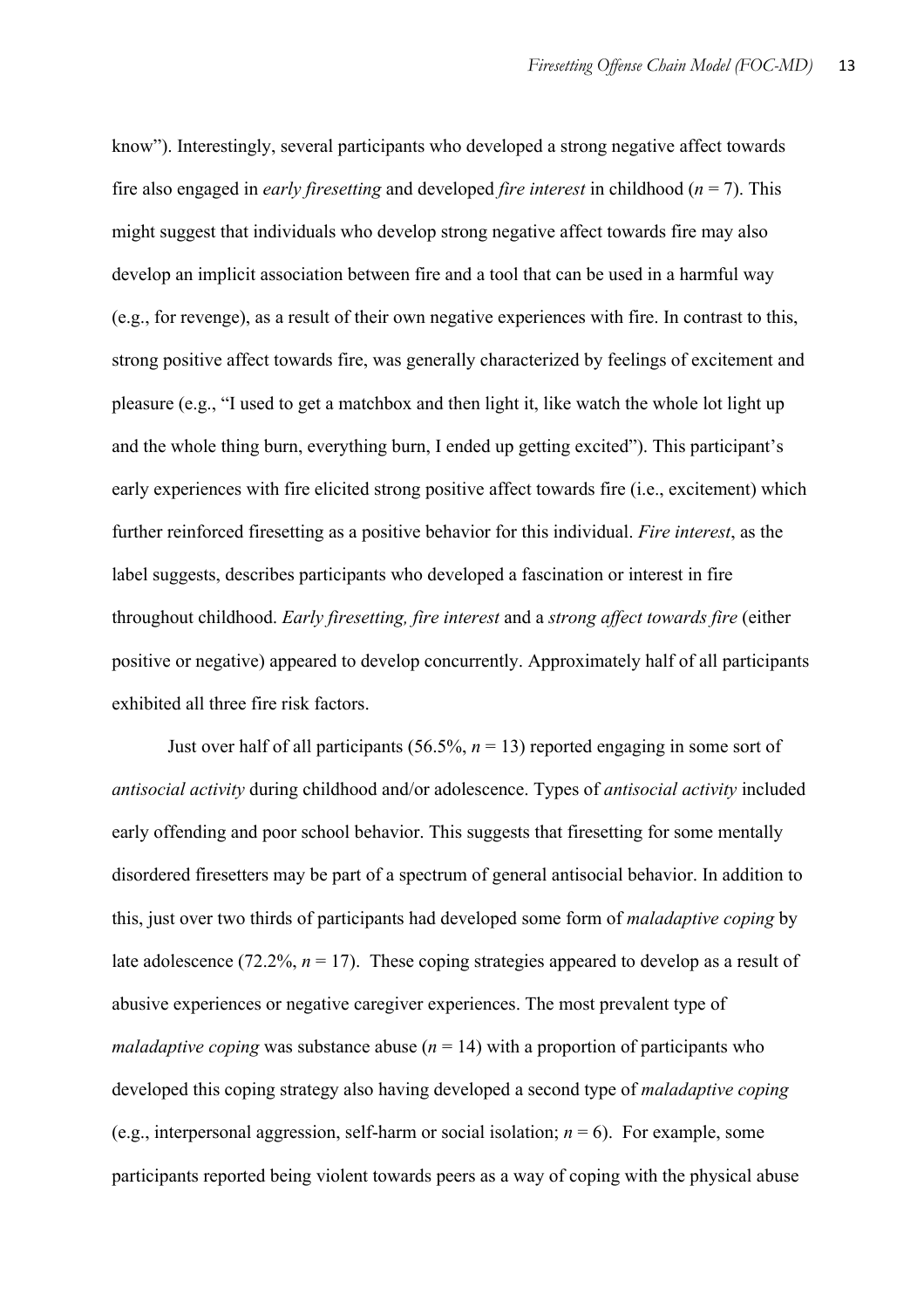know"). Interestingly, several participants who developed a strong negative affect towards fire also engaged in *early firesetting* and developed *fire interest* in childhood (*n* = 7). This might suggest that individuals who develop strong negative affect towards fire may also develop an implicit association between fire and a tool that can be used in a harmful way (e.g., for revenge), as a result of their own negative experiences with fire. In contrast to this, strong positive affect towards fire, was generally characterized by feelings of excitement and pleasure (e.g., "I used to get a matchbox and then light it, like watch the whole lot light up and the whole thing burn, everything burn, I ended up getting excited"). This participant's early experiences with fire elicited strong positive affect towards fire (i.e., excitement) which further reinforced firesetting as a positive behavior for this individual. *Fire interest*, as the label suggests, describes participants who developed a fascination or interest in fire throughout childhood. *Early firesetting, fire interest* and a *strong affect towards fire* (either positive or negative) appeared to develop concurrently. Approximately half of all participants exhibited all three fire risk factors.

Just over half of all participants (56.5%, *n* = 13) reported engaging in some sort of *antisocial activity* during childhood and/or adolescence. Types of *antisocial activity* included early offending and poor school behavior. This suggests that firesetting for some mentally disordered firesetters may be part of a spectrum of general antisocial behavior. In addition to this, just over two thirds of participants had developed some form of *maladaptive coping* by late adolescence (72.2%, *n* = 17). These coping strategies appeared to develop as a result of abusive experiences or negative caregiver experiences. The most prevalent type of *maladaptive coping* was substance abuse (*n* = 14) with a proportion of participants who developed this coping strategy also having developed a second type of *maladaptive coping* (e.g., interpersonal aggression, self-harm or social isolation; *n* = 6). For example, some participants reported being violent towards peers as a way of coping with the physical abuse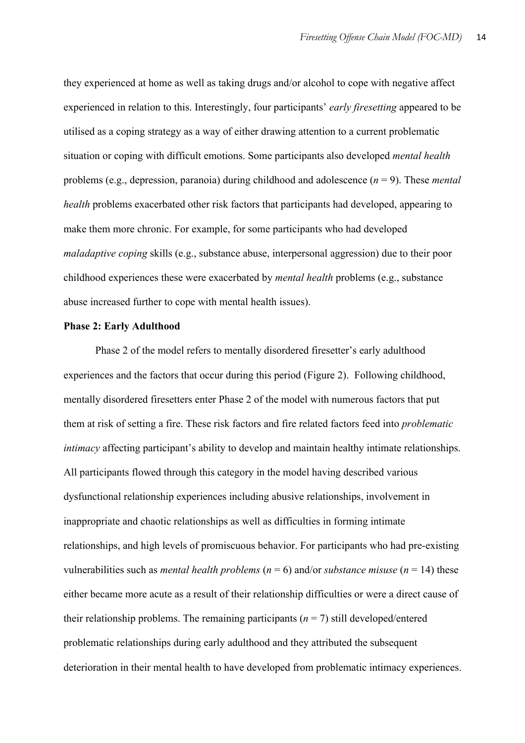they experienced at home as well as taking drugs and/or alcohol to cope with negative affect experienced in relation to this. Interestingly, four participants' *early firesetting* appeared to be utilised as a coping strategy as a way of either drawing attention to a current problematic situation or coping with difficult emotions. Some participants also developed *mental health* problems (e.g., depression, paranoia) during childhood and adolescence (*n* = 9). These *mental health* problems exacerbated other risk factors that participants had developed, appearing to make them more chronic. For example, for some participants who had developed *maladaptive coping* skills (e.g., substance abuse, interpersonal aggression) due to their poor childhood experiences these were exacerbated by *mental health* problems (e.g., substance abuse increased further to cope with mental health issues).

**Phase 2: Early Adulthood**

Phase 2 of the model refers to mentally disordered firesetter's early adulthood experiences and the factors that occur during this period (Figure 2). Following childhood, mentally disordered firesetters enter Phase 2 of the model with numerous factors that put them at risk of setting a fire. These risk factors and fire related factors feed into *problematic intimacy* affecting participant's ability to develop and maintain healthy intimate relationships. All participants flowed through this category in the model having described various dysfunctional relationship experiences including abusive relationships, involvement in inappropriate and chaotic relationships as well as difficulties in forming intimate relationships, and high levels of promiscuous behavior. For participants who had pre-existing vulnerabilities such as *mental health problems* (*n* = 6) and/or *substance misuse* (*n* = 14) these either became more acute as a result of their relationship difficulties or were a direct cause of their relationship problems. The remaining participants (*n* = 7) still developed/entered problematic relationships during early adulthood and they attributed the subsequent deterioration in their mental health to have developed from problematic intimacy experiences.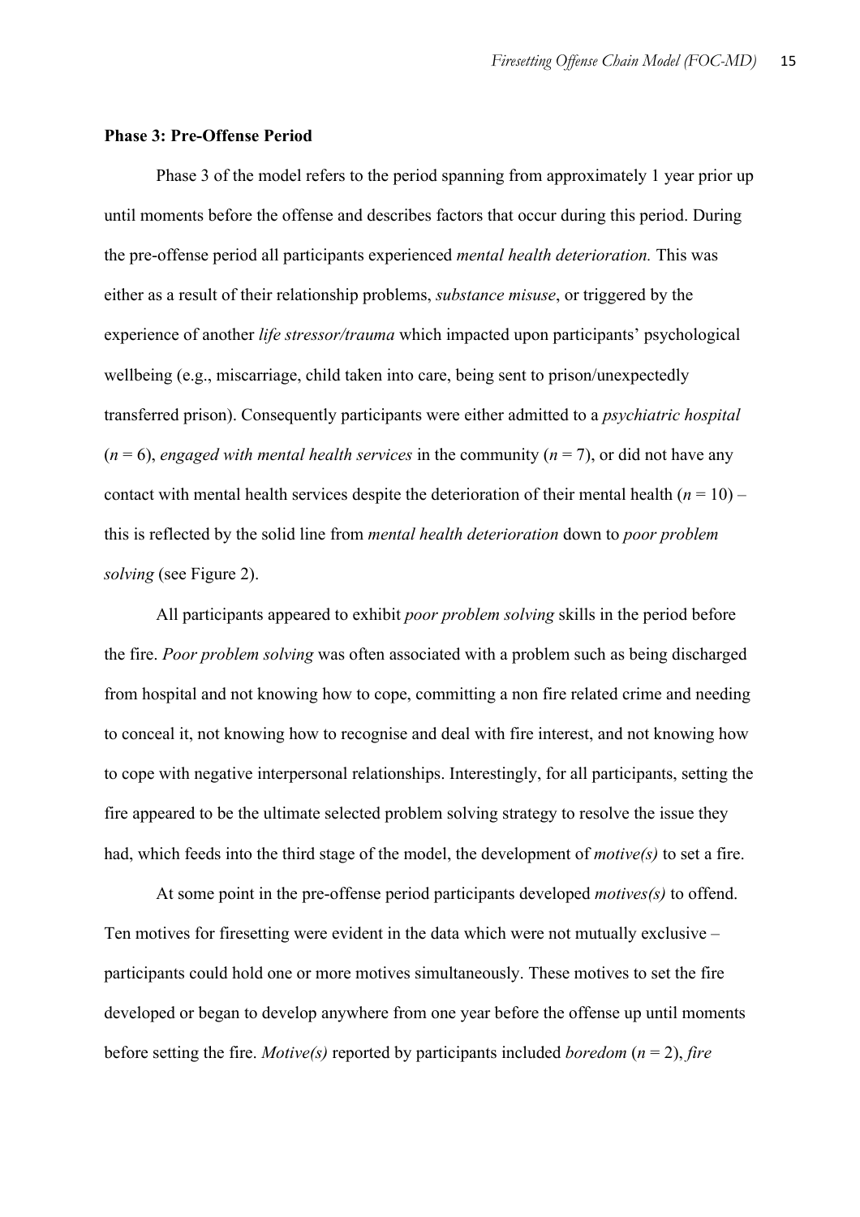**Phase 3: Pre-Offense Period**

Phase 3 of the model refers to the period spanning from approximately 1 year prior up until moments before the offense and describes factors that occur during this period. During the pre-offense period all participants experienced *mental health deterioration.* This was either as a result of their relationship problems, *substance misuse*, or triggered by the experience of another *life stressor/trauma* which impacted upon participants' psychological wellbeing (e.g., miscarriage, child taken into care, being sent to prison/unexpectedly transferred prison). Consequently participants were either admitted to a *psychiatric hospital* (*n* = 6), *engaged with mental health services* in the community (*n* = 7), or did not have any contact with mental health services despite the deterioration of their mental health (*n* = 10) – this is reflected by the solid line from *mental health deterioration* down to *poor problem solving* (see Figure 2).

All participants appeared to exhibit *poor problem solving* skills in the period before the fire. *Poor problem solving* was often associated with a problem such as being discharged from hospital and not knowing how to cope, committing a non fire related crime and needing to conceal it, not knowing how to recognise and deal with fire interest, and not knowing how to cope with negative interpersonal relationships. Interestingly, for all participants, setting the fire appeared to be the ultimate selected problem solving strategy to resolve the issue they had, which feeds into the third stage of the model, the development of *motive(s)* to set a fire.

At some point in the pre-offense period participants developed *motives(s)* to offend. Ten motives for firesetting were evident in the data which were not mutually exclusive – participants could hold one or more motives simultaneously. These motives to set the fire developed or began to develop anywhere from one year before the offense up until moments before setting the fire. *Motive(s)* reported by participants included *boredom* (*n* = 2), *fire*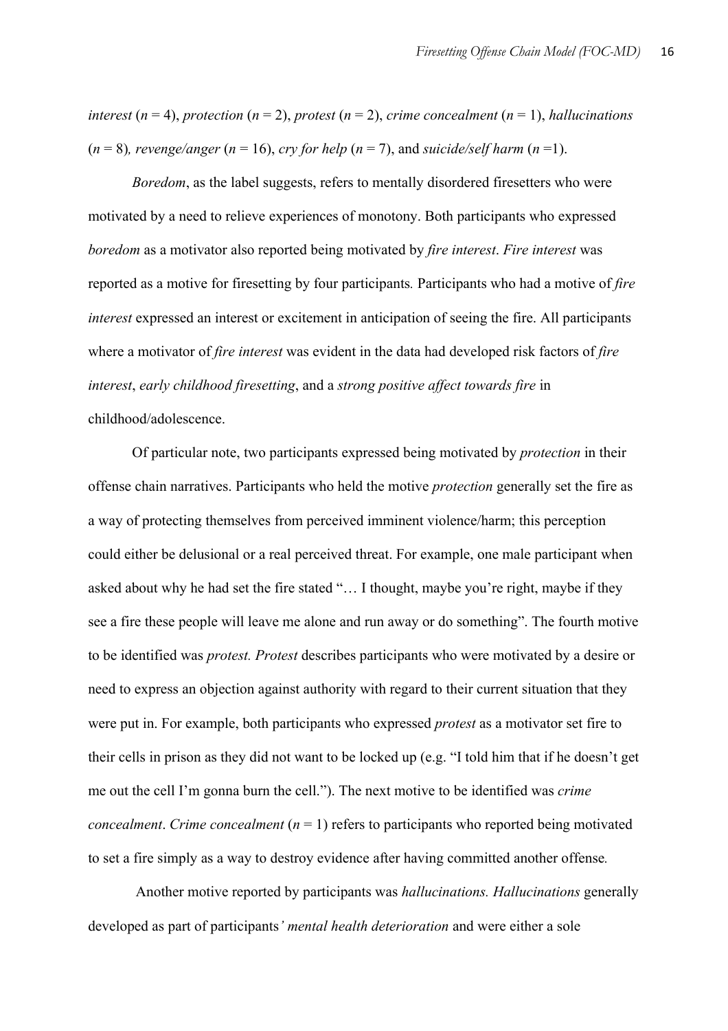*interest* ($n$ = 4), *protection* ($n$ = 2), *protest* ($n$ = 2), *crime concealment* ($n$ = 1), *hallucinations* ($n$ = 8)*, revenge/anger* ($n$ = 16), *cry for help* ($n$ = 7), and *suicide/self harm* ($n$ =1).

*Boredom*, as the label suggests, refers to mentally disordered firesetters who were motivated by a need to relieve experiences of monotony. Both participants who expressed *boredom* as a motivator also reported being motivated by *fire interest*. *Fire interest* was reported as a motive for firesetting by four participants. Participants who had a motive of *fire interest* expressed an interest or excitement in anticipation of seeing the fire. All participants where a motivator of *fire interest* was evident in the data had developed risk factors of *fire interest*, *early childhood firesetting*, and a *strong positive affect towards fire* in childhood/adolescence.

Of particular note, two participants expressed being motivated by *protection* in their offense chain narratives. Participants who held the motive *protection* generally set the fire as a way of protecting themselves from perceived imminent violence/harm; this perception could either be delusional or a real perceived threat. For example, one male participant when asked about why he had set the fire stated "… I thought, maybe you're right, maybe if they see a fire these people will leave me alone and run away or do something". The fourth motive to be identified was *protest. Protest* describes participants who were motivated by a desire or need to express an objection against authority with regard to their current situation that they were put in. For example, both participants who expressed *protest* as a motivator set fire to their cells in prison as they did not want to be locked up (e.g. "I told him that if he doesn't get me out the cell I'm gonna burn the cell."). The next motive to be identified was *crime concealment*. *Crime concealment* ($n$ = 1) refers to participants who reported being motivated to set a fire simply as a way to destroy evidence after having committed another offense.

Another motive reported by participants was *hallucinations. Hallucinations* generally developed as part of participants*' mental health deterioration* and were either a sole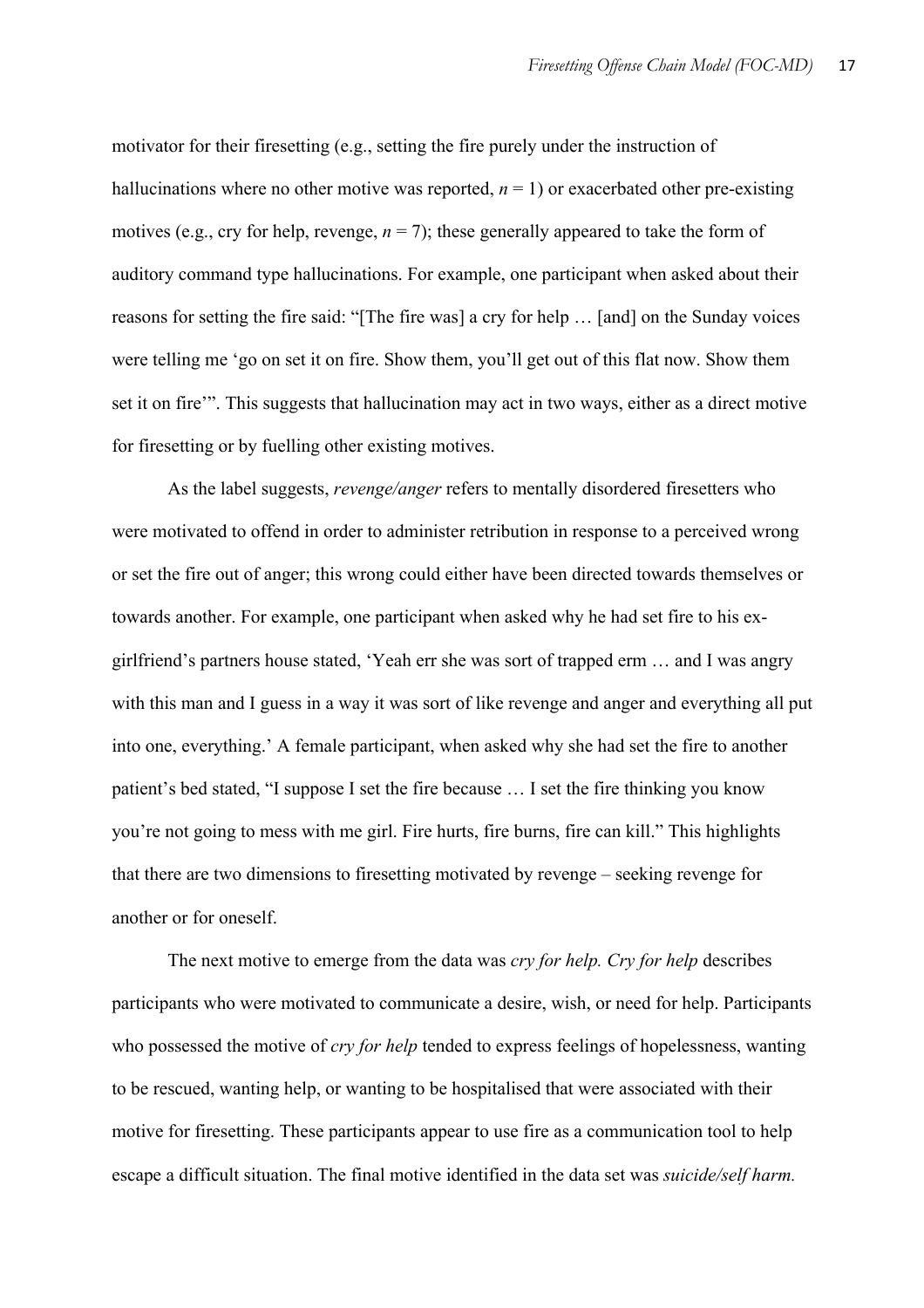motivator for their firesetting (e.g., setting the fire purely under the instruction of hallucinations where no other motive was reported, $n = 1$) or exacerbated other pre-existing motives (e.g., cry for help, revenge, $n = 7$); these generally appeared to take the form of auditory command type hallucinations. For example, one participant when asked about their reasons for setting the fire said: "[The fire was] a cry for help … [and] on the Sunday voices were telling me 'go on set it on fire. Show them, you'll get out of this flat now. Show them set it on fire'". This suggests that hallucination may act in two ways, either as a direct motive for firesetting or by fuelling other existing motives.

As the label suggests, *revenge/anger* refers to mentally disordered firesetters who were motivated to offend in order to administer retribution in response to a perceived wrong or set the fire out of anger; this wrong could either have been directed towards themselves or towards another. For example, one participant when asked why he had set fire to his ex-girlfriend's partners house stated, 'Yeah err she was sort of trapped erm … and I was angry with this man and I guess in a way it was sort of like revenge and anger and everything all put into one, everything.' A female participant, when asked why she had set the fire to another patient's bed stated, "I suppose I set the fire because … I set the fire thinking you know you're not going to mess with me girl. Fire hurts, fire burns, fire can kill." This highlights that there are two dimensions to firesetting motivated by revenge – seeking revenge for another or for oneself.

The next motive to emerge from the data was *cry for help. Cry for help* describes participants who were motivated to communicate a desire, wish, or need for help. Participants who possessed the motive of *cry for help* tended to express feelings of hopelessness, wanting to be rescued, wanting help, or wanting to be hospitalised that were associated with their motive for firesetting. These participants appear to use fire as a communication tool to help escape a difficult situation. The final motive identified in the data set was *suicide/self harm.*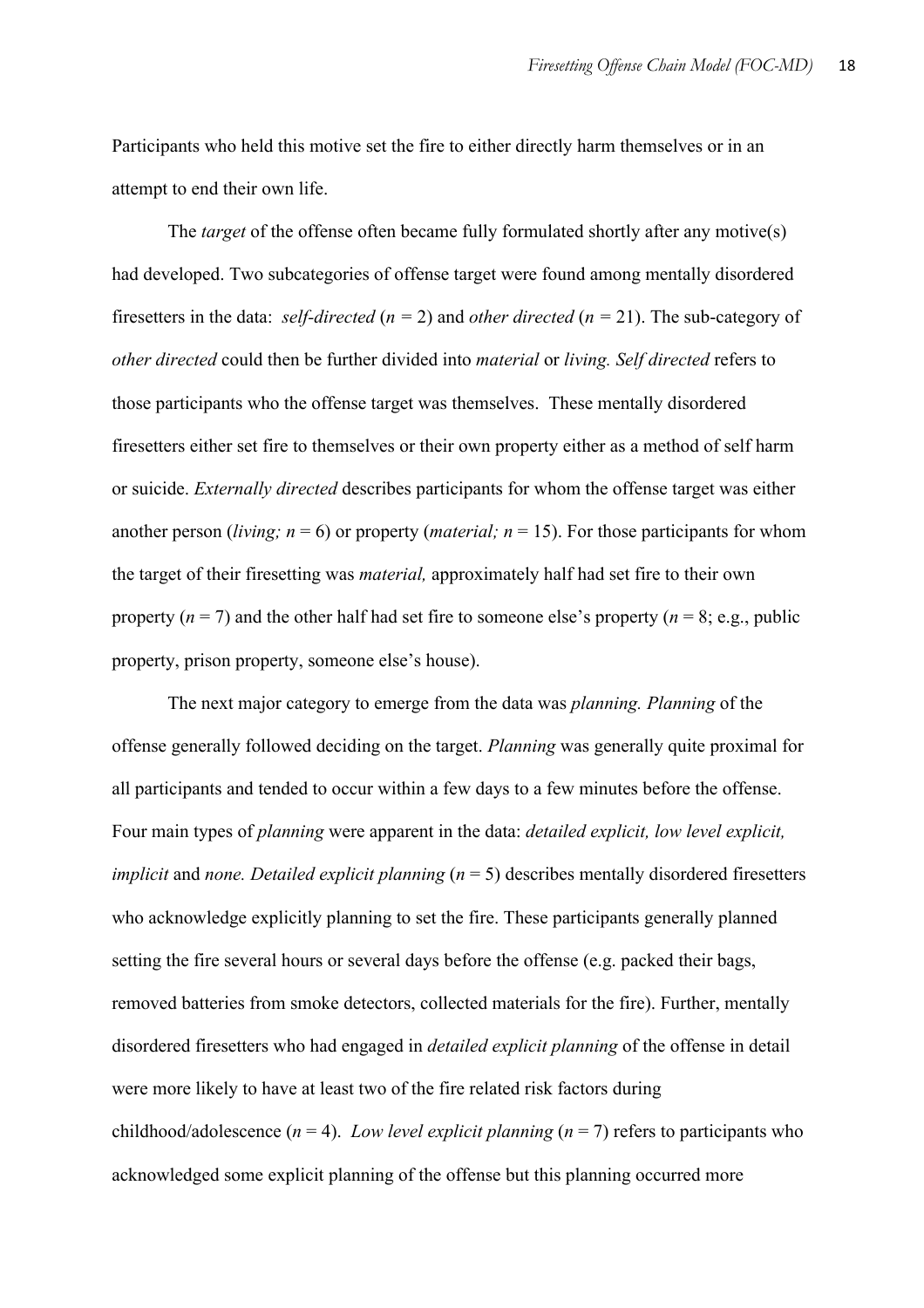Participants who held this motive set the fire to either directly harm themselves or in an attempt to end their own life.

The *target* of the offense often became fully formulated shortly after any motive(s) had developed. Two subcategories of offense target were found among mentally disordered firesetters in the data: *self-directed* (*n* = 2) and *other directed* (*n* = 21). The sub-category of *other directed* could then be further divided into *material* or *living. Self directed* refers to those participants who the offense target was themselves. These mentally disordered firesetters either set fire to themselves or their own property either as a method of self harm or suicide. *Externally directed* describes participants for whom the offense target was either another person (*living; n* = 6) or property (*material; n* = 15). For those participants for whom the target of their firesetting was *material,* approximately half had set fire to their own property (*n* = 7) and the other half had set fire to someone else's property (*n* = 8; e.g., public property, prison property, someone else's house).

The next major category to emerge from the data was *planning. Planning* of the offense generally followed deciding on the target. *Planning* was generally quite proximal for all participants and tended to occur within a few days to a few minutes before the offense. Four main types of *planning* were apparent in the data: *detailed explicit, low level explicit, implicit* and *none. Detailed explicit planning* (*n* = 5) describes mentally disordered firesetters who acknowledge explicitly planning to set the fire. These participants generally planned setting the fire several hours or several days before the offense (e.g. packed their bags, removed batteries from smoke detectors, collected materials for the fire). Further, mentally disordered firesetters who had engaged in *detailed explicit planning* of the offense in detail were more likely to have at least two of the fire related risk factors during childhood/adolescence (*n* = 4). *Low level explicit planning* (*n* = 7) refers to participants who acknowledged some explicit planning of the offense but this planning occurred more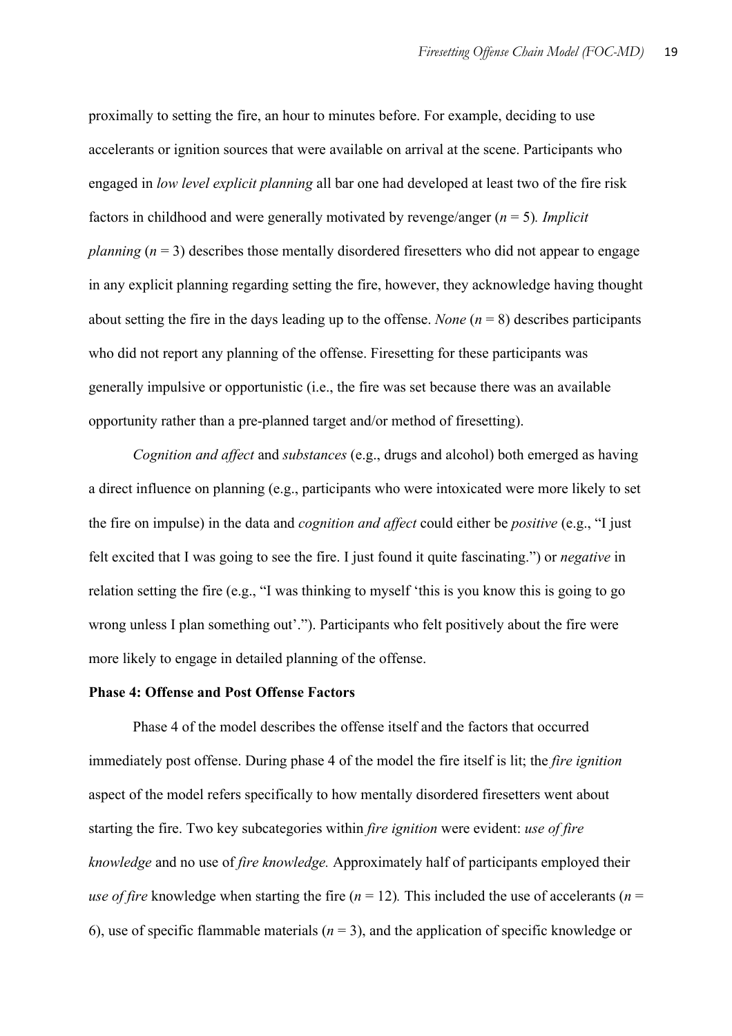proximally to setting the fire, an hour to minutes before. For example, deciding to use accelerants or ignition sources that were available on arrival at the scene. Participants who engaged in *low level explicit planning* all bar one had developed at least two of the fire risk factors in childhood and were generally motivated by revenge/anger (*n* = 5). *Implicit planning* (*n* = 3) describes those mentally disordered firesetters who did not appear to engage in any explicit planning regarding setting the fire, however, they acknowledge having thought about setting the fire in the days leading up to the offense. *None* (*n* = 8) describes participants who did not report any planning of the offense. Firesetting for these participants was generally impulsive or opportunistic (i.e., the fire was set because there was an available opportunity rather than a pre-planned target and/or method of firesetting).

*Cognition and affect* and *substances* (e.g., drugs and alcohol) both emerged as having a direct influence on planning (e.g., participants who were intoxicated were more likely to set the fire on impulse) in the data and *cognition and affect* could either be *positive* (e.g., "I just felt excited that I was going to see the fire. I just found it quite fascinating.") or *negative* in relation setting the fire (e.g., "I was thinking to myself 'this is you know this is going to go wrong unless I plan something out'."). Participants who felt positively about the fire were more likely to engage in detailed planning of the offense.

**Phase 4: Offense and Post Offense Factors**

Phase 4 of the model describes the offense itself and the factors that occurred immediately post offense. During phase 4 of the model the fire itself is lit; the *fire ignition* aspect of the model refers specifically to how mentally disordered firesetters went about starting the fire. Two key subcategories within *fire ignition* were evident: *use of fire knowledge* and no use of *fire knowledge.* Approximately half of participants employed their *use of fire* knowledge when starting the fire (*n* = 12)*.* This included the use of accelerants (*n* = 6), use of specific flammable materials (*n* = 3), and the application of specific knowledge or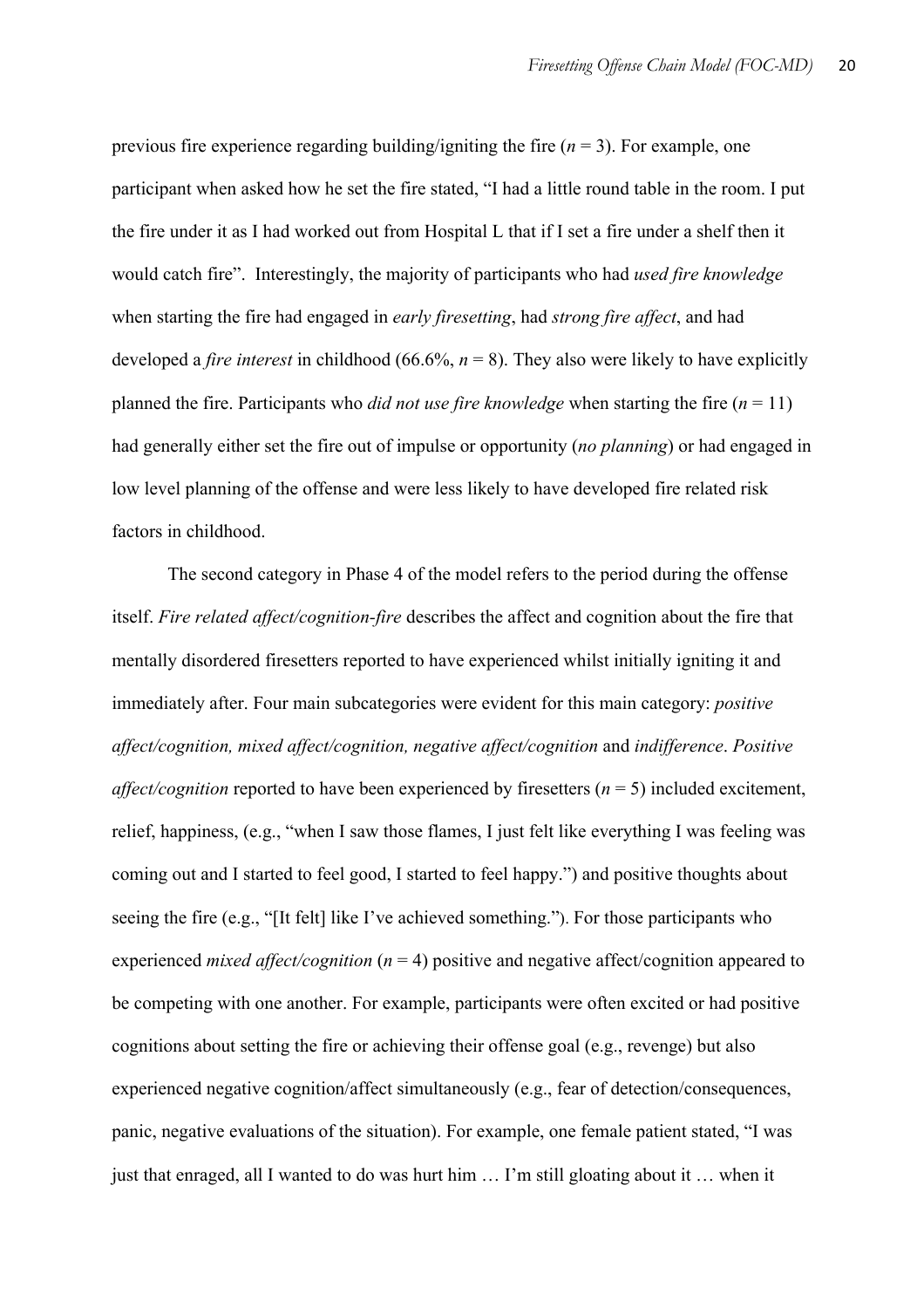previous fire experience regarding building/igniting the fire ($n$ = 3). For example, one participant when asked how he set the fire stated, "I had a little round table in the room. I put the fire under it as I had worked out from Hospital L that if I set a fire under a shelf then it would catch fire". Interestingly, the majority of participants who had *used fire knowledge* when starting the fire had engaged in *early firesetting*, had *strong fire affect*, and had developed a *fire interest* in childhood (66.6%, $n$ = 8). They also were likely to have explicitly planned the fire. Participants who *did not use fire knowledge* when starting the fire ($n$ = 11) had generally either set the fire out of impulse or opportunity (*no planning*) or had engaged in low level planning of the offense and were less likely to have developed fire related risk factors in childhood.

The second category in Phase 4 of the model refers to the period during the offense itself. *Fire related affect/cognition-fire* describes the affect and cognition about the fire that mentally disordered firesetters reported to have experienced whilst initially igniting it and immediately after. Four main subcategories were evident for this main category: *positive affect/cognition, mixed affect/cognition, negative affect/cognition* and *indifference*. *Positive affect/cognition* reported to have been experienced by firesetters ($n$ = 5) included excitement, relief, happiness, (e.g., "when I saw those flames, I just felt like everything I was feeling was coming out and I started to feel good, I started to feel happy.") and positive thoughts about seeing the fire (e.g., "[It felt] like I've achieved something."). For those participants who experienced *mixed affect/cognition* ($n$ = 4) positive and negative affect/cognition appeared to be competing with one another. For example, participants were often excited or had positive cognitions about setting the fire or achieving their offense goal (e.g., revenge) but also experienced negative cognition/affect simultaneously (e.g., fear of detection/consequences, panic, negative evaluations of the situation). For example, one female patient stated, "I was just that enraged, all I wanted to do was hurt him … I'm still gloating about it … when it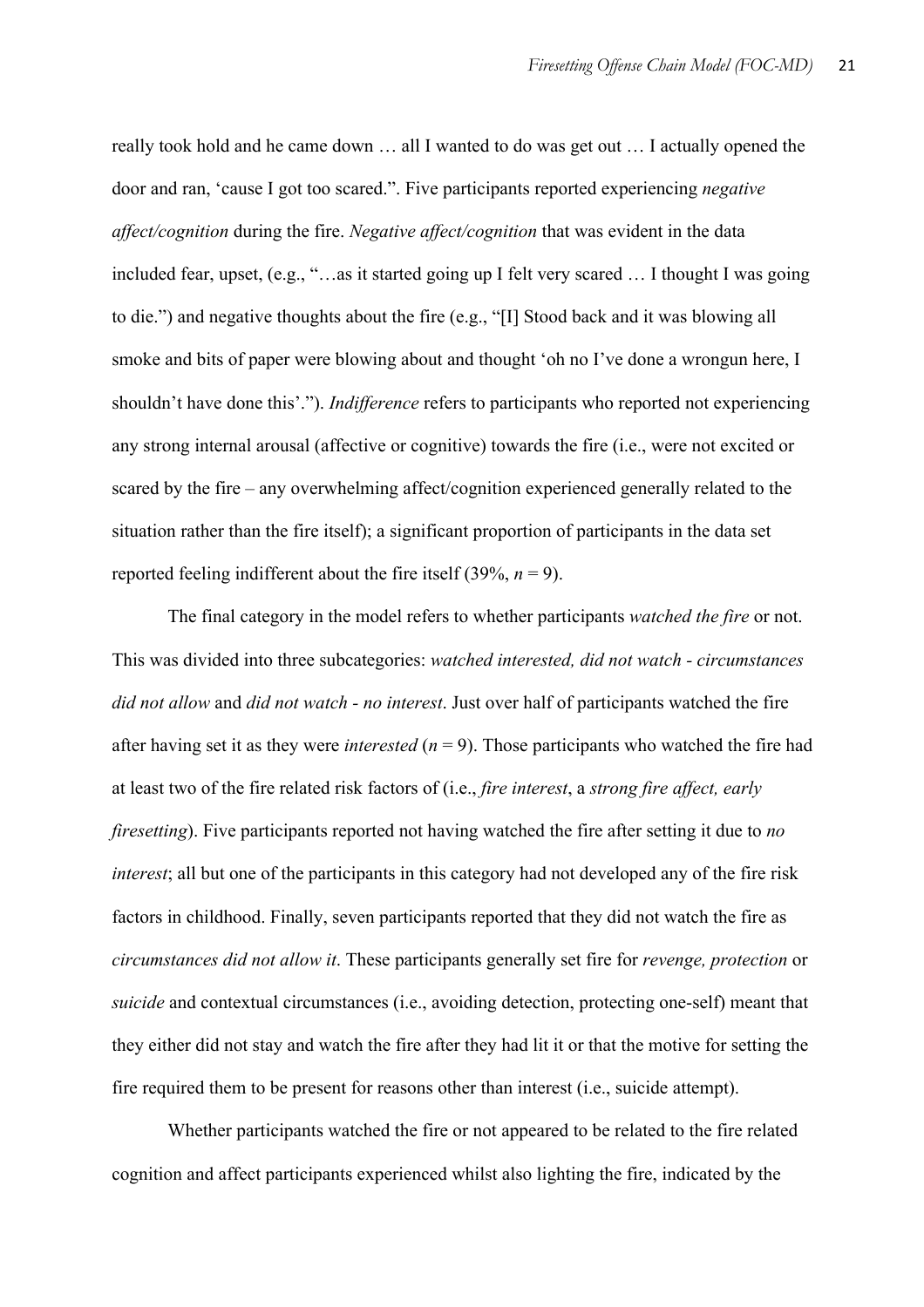really took hold and he came down … all I wanted to do was get out … I actually opened the door and ran, 'cause I got too scared.". Five participants reported experiencing *negative affect/cognition* during the fire. *Negative affect/cognition* that was evident in the data included fear, upset, (e.g., "…as it started going up I felt very scared … I thought I was going to die.") and negative thoughts about the fire (e.g., "[I] Stood back and it was blowing all smoke and bits of paper were blowing about and thought 'oh no I've done a wrongun here, I shouldn't have done this'."). *Indifference* refers to participants who reported not experiencing any strong internal arousal (affective or cognitive) towards the fire (i.e., were not excited or scared by the fire – any overwhelming affect/cognition experienced generally related to the situation rather than the fire itself); a significant proportion of participants in the data set reported feeling indifferent about the fire itself (39%, $n = 9$).

The final category in the model refers to whether participants *watched the fire* or not. This was divided into three subcategories: *watched interested, did not watch - circumstances did not allow* and *did not watch - no interest*. Just over half of participants watched the fire after having set it as they were *interested* ($n = 9$). Those participants who watched the fire had at least two of the fire related risk factors of (i.e., *fire interest*, a *strong fire affect, early firesetting*). Five participants reported not having watched the fire after setting it due to *no interest*; all but one of the participants in this category had not developed any of the fire risk factors in childhood. Finally, seven participants reported that they did not watch the fire as *circumstances did not allow it*. These participants generally set fire for *revenge, protection* or *suicide* and contextual circumstances (i.e., avoiding detection, protecting one-self) meant that they either did not stay and watch the fire after they had lit it or that the motive for setting the fire required them to be present for reasons other than interest (i.e., suicide attempt).

Whether participants watched the fire or not appeared to be related to the fire related cognition and affect participants experienced whilst also lighting the fire, indicated by the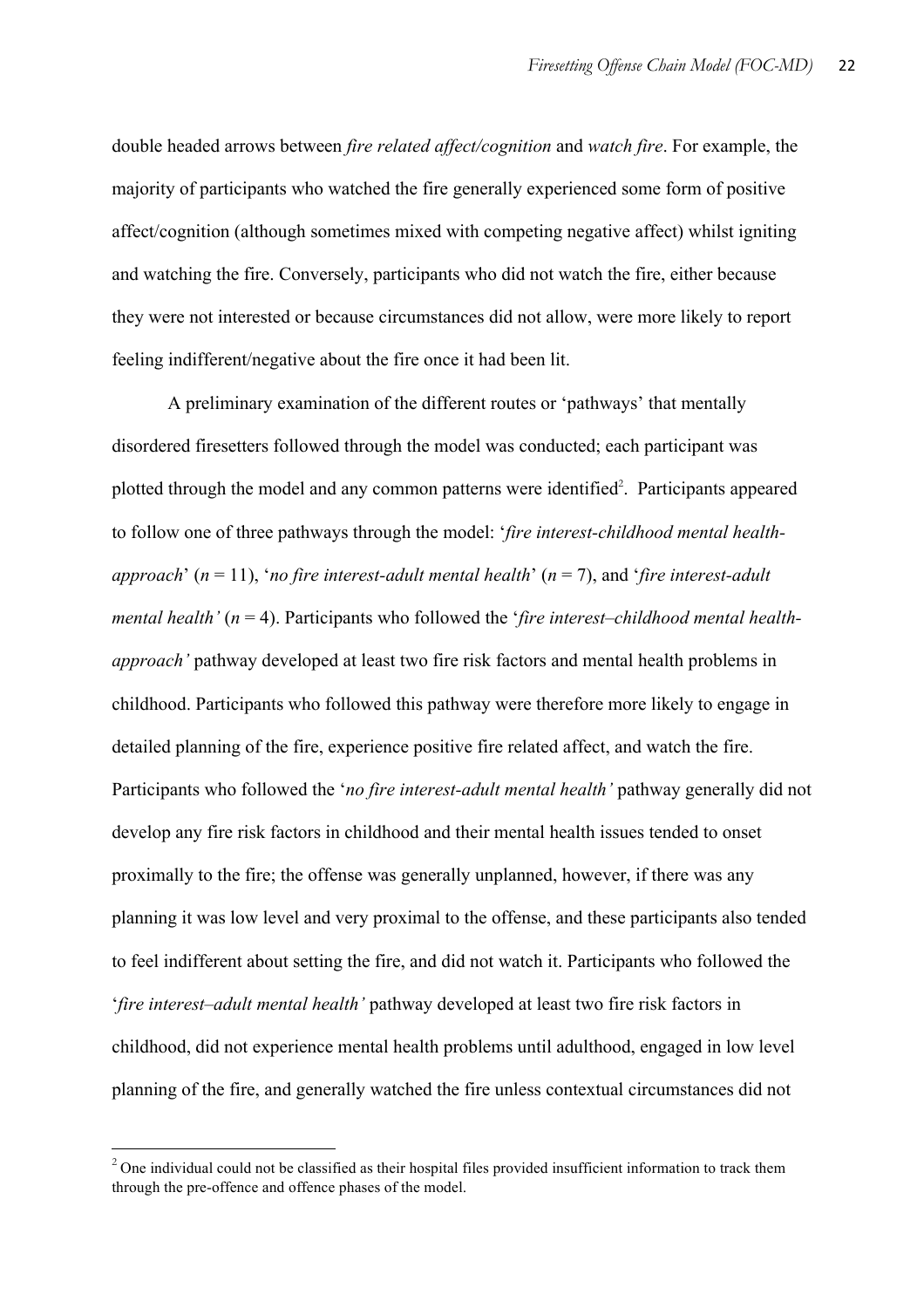double headed arrows between *fire related affect/cognition* and *watch fire*. For example, the majority of participants who watched the fire generally experienced some form of positive affect/cognition (although sometimes mixed with competing negative affect) whilst igniting and watching the fire. Conversely, participants who did not watch the fire, either because they were not interested or because circumstances did not allow, were more likely to report feeling indifferent/negative about the fire once it had been lit.

A preliminary examination of the different routes or 'pathways' that mentally disordered firesetters followed through the model was conducted; each participant was plotted through the model and any common patterns were identified[2]. Participants appeared to follow one of three pathways through the model: '*fire interest-childhood mental health-approach*' (*n* = 11), '*no fire interest-adult mental health*' (*n* = 7), and '*fire interest-adult mental health'* (*n* = 4). Participants who followed the '*fire interest–childhood mental health-approach'* pathway developed at least two fire risk factors and mental health problems in childhood. Participants who followed this pathway were therefore more likely to engage in detailed planning of the fire, experience positive fire related affect, and watch the fire. Participants who followed the '*no fire interest-adult mental health'* pathway generally did not develop any fire risk factors in childhood and their mental health issues tended to onset proximally to the fire; the offense was generally unplanned, however, if there was any planning it was low level and very proximal to the offense, and these participants also tended to feel indifferent about setting the fire, and did not watch it. Participants who followed the '*fire interest–adult mental health'* pathway developed at least two fire risk factors in childhood, did not experience mental health problems until adulthood, engaged in low level planning of the fire, and generally watched the fire unless contextual circumstances did not

[2] One individual could not be classified as their hospital files provided insufficient information to track them through the pre-offence and offence phases of the model.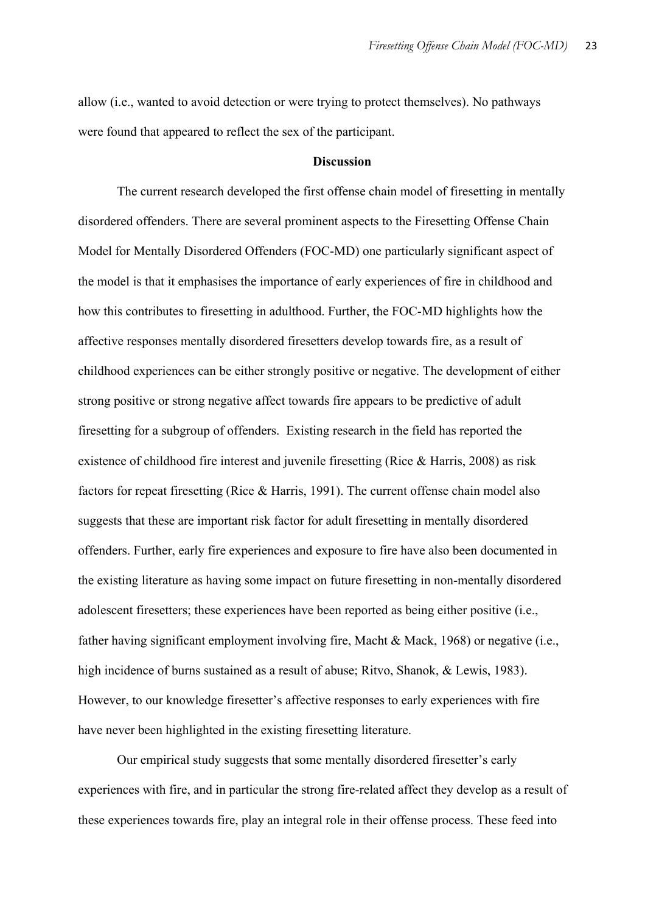allow (i.e., wanted to avoid detection or were trying to protect themselves). No pathways were found that appeared to reflect the sex of the participant.

## Discussion

The current research developed the first offense chain model of firesetting in mentally disordered offenders. There are several prominent aspects to the Firesetting Offense Chain Model for Mentally Disordered Offenders (FOC-MD) one particularly significant aspect of the model is that it emphasises the importance of early experiences of fire in childhood and how this contributes to firesetting in adulthood. Further, the FOC-MD highlights how the affective responses mentally disordered firesetters develop towards fire, as a result of childhood experiences can be either strongly positive or negative. The development of either strong positive or strong negative affect towards fire appears to be predictive of adult firesetting for a subgroup of offenders. Existing research in the field has reported the existence of childhood fire interest and juvenile firesetting (Rice & Harris, 2008) as risk factors for repeat firesetting (Rice & Harris, 1991). The current offense chain model also suggests that these are important risk factor for adult firesetting in mentally disordered offenders. Further, early fire experiences and exposure to fire have also been documented in the existing literature as having some impact on future firesetting in non-mentally disordered adolescent firesetters; these experiences have been reported as being either positive (i.e., father having significant employment involving fire, Macht & Mack, 1968) or negative (i.e., high incidence of burns sustained as a result of abuse; Ritvo, Shanok, & Lewis, 1983). However, to our knowledge firesetter's affective responses to early experiences with fire have never been highlighted in the existing firesetting literature.

Our empirical study suggests that some mentally disordered firesetter's early experiences with fire, and in particular the strong fire-related affect they develop as a result of these experiences towards fire, play an integral role in their offense process. These feed into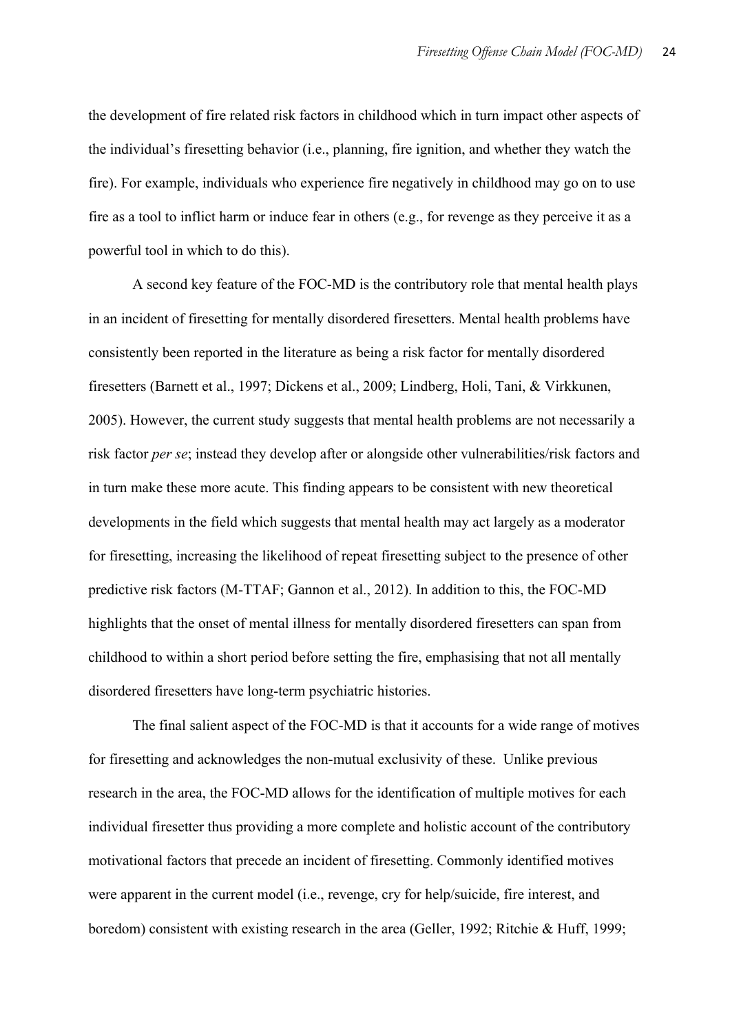the development of fire related risk factors in childhood which in turn impact other aspects of the individual's firesetting behavior (i.e., planning, fire ignition, and whether they watch the fire). For example, individuals who experience fire negatively in childhood may go on to use fire as a tool to inflict harm or induce fear in others (e.g., for revenge as they perceive it as a powerful tool in which to do this).

A second key feature of the FOC-MD is the contributory role that mental health plays in an incident of firesetting for mentally disordered firesetters. Mental health problems have consistently been reported in the literature as being a risk factor for mentally disordered firesetters (Barnett et al., 1997; Dickens et al., 2009; Lindberg, Holi, Tani, & Virkkunen, 2005). However, the current study suggests that mental health problems are not necessarily a risk factor *per se*; instead they develop after or alongside other vulnerabilities/risk factors and in turn make these more acute. This finding appears to be consistent with new theoretical developments in the field which suggests that mental health may act largely as a moderator for firesetting, increasing the likelihood of repeat firesetting subject to the presence of other predictive risk factors (M-TTAF; Gannon et al., 2012). In addition to this, the FOC-MD highlights that the onset of mental illness for mentally disordered firesetters can span from childhood to within a short period before setting the fire, emphasising that not all mentally disordered firesetters have long-term psychiatric histories.

The final salient aspect of the FOC-MD is that it accounts for a wide range of motives for firesetting and acknowledges the non-mutual exclusivity of these. Unlike previous research in the area, the FOC-MD allows for the identification of multiple motives for each individual firesetter thus providing a more complete and holistic account of the contributory motivational factors that precede an incident of firesetting. Commonly identified motives were apparent in the current model (i.e., revenge, cry for help/suicide, fire interest, and boredom) consistent with existing research in the area (Geller, 1992; Ritchie & Huff, 1999;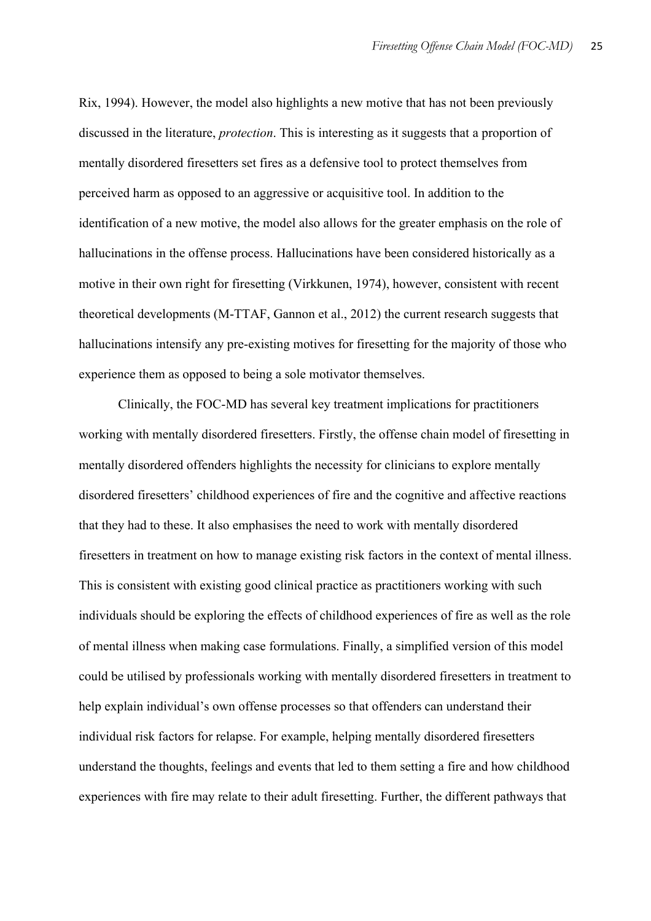Rix, 1994). However, the model also highlights a new motive that has not been previously discussed in the literature, *protection*. This is interesting as it suggests that a proportion of mentally disordered firesetters set fires as a defensive tool to protect themselves from perceived harm as opposed to an aggressive or acquisitive tool. In addition to the identification of a new motive, the model also allows for the greater emphasis on the role of hallucinations in the offense process. Hallucinations have been considered historically as a motive in their own right for firesetting (Virkkunen, 1974), however, consistent with recent theoretical developments (M-TTAF, Gannon et al., 2012) the current research suggests that hallucinations intensify any pre-existing motives for firesetting for the majority of those who experience them as opposed to being a sole motivator themselves.

Clinically, the FOC-MD has several key treatment implications for practitioners working with mentally disordered firesetters. Firstly, the offense chain model of firesetting in mentally disordered offenders highlights the necessity for clinicians to explore mentally disordered firesetters' childhood experiences of fire and the cognitive and affective reactions that they had to these. It also emphasises the need to work with mentally disordered firesetters in treatment on how to manage existing risk factors in the context of mental illness. This is consistent with existing good clinical practice as practitioners working with such individuals should be exploring the effects of childhood experiences of fire as well as the role of mental illness when making case formulations. Finally, a simplified version of this model could be utilised by professionals working with mentally disordered firesetters in treatment to help explain individual's own offense processes so that offenders can understand their individual risk factors for relapse. For example, helping mentally disordered firesetters understand the thoughts, feelings and events that led to them setting a fire and how childhood experiences with fire may relate to their adult firesetting. Further, the different pathways that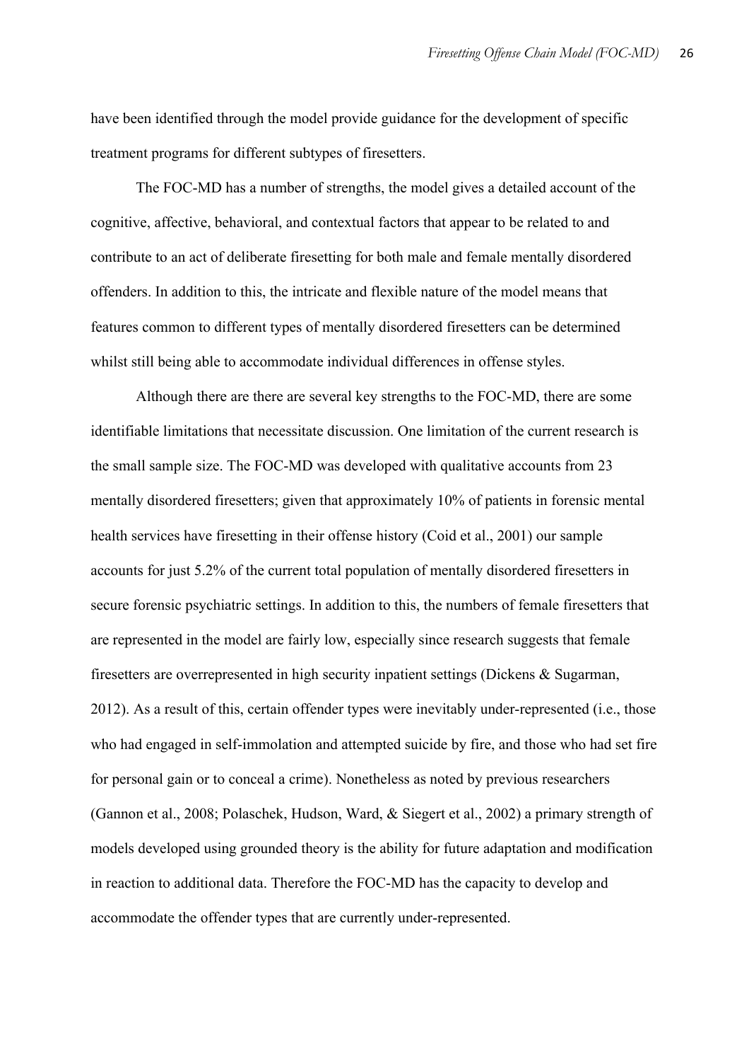have been identified through the model provide guidance for the development of specific treatment programs for different subtypes of firesetters.

The FOC-MD has a number of strengths, the model gives a detailed account of the cognitive, affective, behavioral, and contextual factors that appear to be related to and contribute to an act of deliberate firesetting for both male and female mentally disordered offenders. In addition to this, the intricate and flexible nature of the model means that features common to different types of mentally disordered firesetters can be determined whilst still being able to accommodate individual differences in offense styles.

Although there are there are several key strengths to the FOC-MD, there are some identifiable limitations that necessitate discussion. One limitation of the current research is the small sample size. The FOC-MD was developed with qualitative accounts from 23 mentally disordered firesetters; given that approximately 10% of patients in forensic mental health services have firesetting in their offense history (Coid et al., 2001) our sample accounts for just 5.2% of the current total population of mentally disordered firesetters in secure forensic psychiatric settings. In addition to this, the numbers of female firesetters that are represented in the model are fairly low, especially since research suggests that female firesetters are overrepresented in high security inpatient settings (Dickens & Sugarman, 2012). As a result of this, certain offender types were inevitably under-represented (i.e., those who had engaged in self-immolation and attempted suicide by fire, and those who had set fire for personal gain or to conceal a crime). Nonetheless as noted by previous researchers (Gannon et al., 2008; Polaschek, Hudson, Ward, & Siegert et al., 2002) a primary strength of models developed using grounded theory is the ability for future adaptation and modification in reaction to additional data. Therefore the FOC-MD has the capacity to develop and accommodate the offender types that are currently under-represented.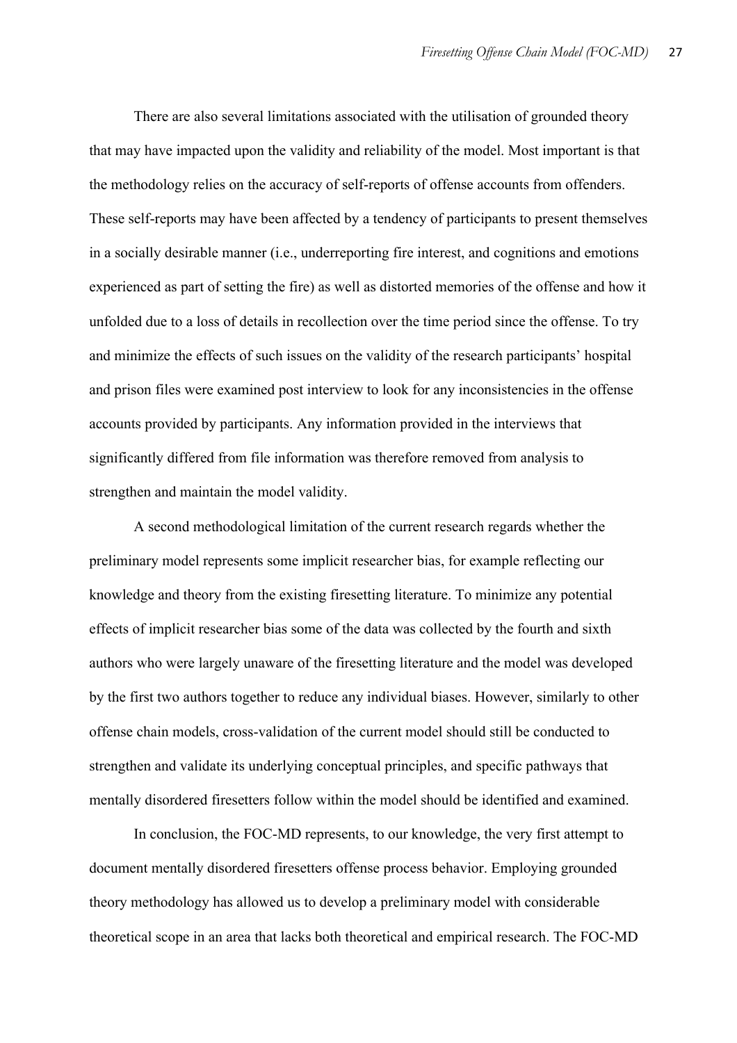There are also several limitations associated with the utilisation of grounded theory that may have impacted upon the validity and reliability of the model. Most important is that the methodology relies on the accuracy of self-reports of offense accounts from offenders. These self-reports may have been affected by a tendency of participants to present themselves in a socially desirable manner (i.e., underreporting fire interest, and cognitions and emotions experienced as part of setting the fire) as well as distorted memories of the offense and how it unfolded due to a loss of details in recollection over the time period since the offense. To try and minimize the effects of such issues on the validity of the research participants' hospital and prison files were examined post interview to look for any inconsistencies in the offense accounts provided by participants. Any information provided in the interviews that significantly differed from file information was therefore removed from analysis to strengthen and maintain the model validity.

A second methodological limitation of the current research regards whether the preliminary model represents some implicit researcher bias, for example reflecting our knowledge and theory from the existing firesetting literature. To minimize any potential effects of implicit researcher bias some of the data was collected by the fourth and sixth authors who were largely unaware of the firesetting literature and the model was developed by the first two authors together to reduce any individual biases. However, similarly to other offense chain models, cross-validation of the current model should still be conducted to strengthen and validate its underlying conceptual principles, and specific pathways that mentally disordered firesetters follow within the model should be identified and examined.

In conclusion, the FOC-MD represents, to our knowledge, the very first attempt to document mentally disordered firesetters offense process behavior. Employing grounded theory methodology has allowed us to develop a preliminary model with considerable theoretical scope in an area that lacks both theoretical and empirical research. The FOC-MD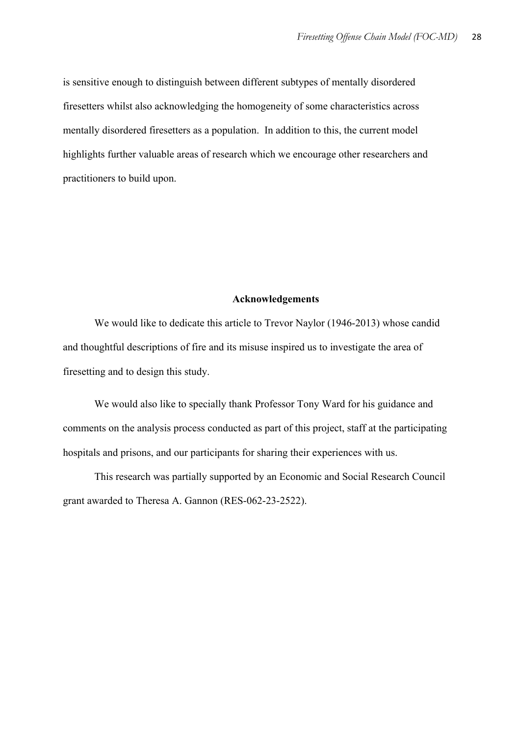is sensitive enough to distinguish between different subtypes of mentally disordered firesetters whilst also acknowledging the homogeneity of some characteristics across mentally disordered firesetters as a population. In addition to this, the current model highlights further valuable areas of research which we encourage other researchers and practitioners to build upon.

## Acknowledgements

We would like to dedicate this article to Trevor Naylor (1946-2013) whose candid and thoughtful descriptions of fire and its misuse inspired us to investigate the area of firesetting and to design this study.

We would also like to specially thank Professor Tony Ward for his guidance and comments on the analysis process conducted as part of this project, staff at the participating hospitals and prisons, and our participants for sharing their experiences with us.

This research was partially supported by an Economic and Social Research Council grant awarded to Theresa A. Gannon (RES-062-23-2522).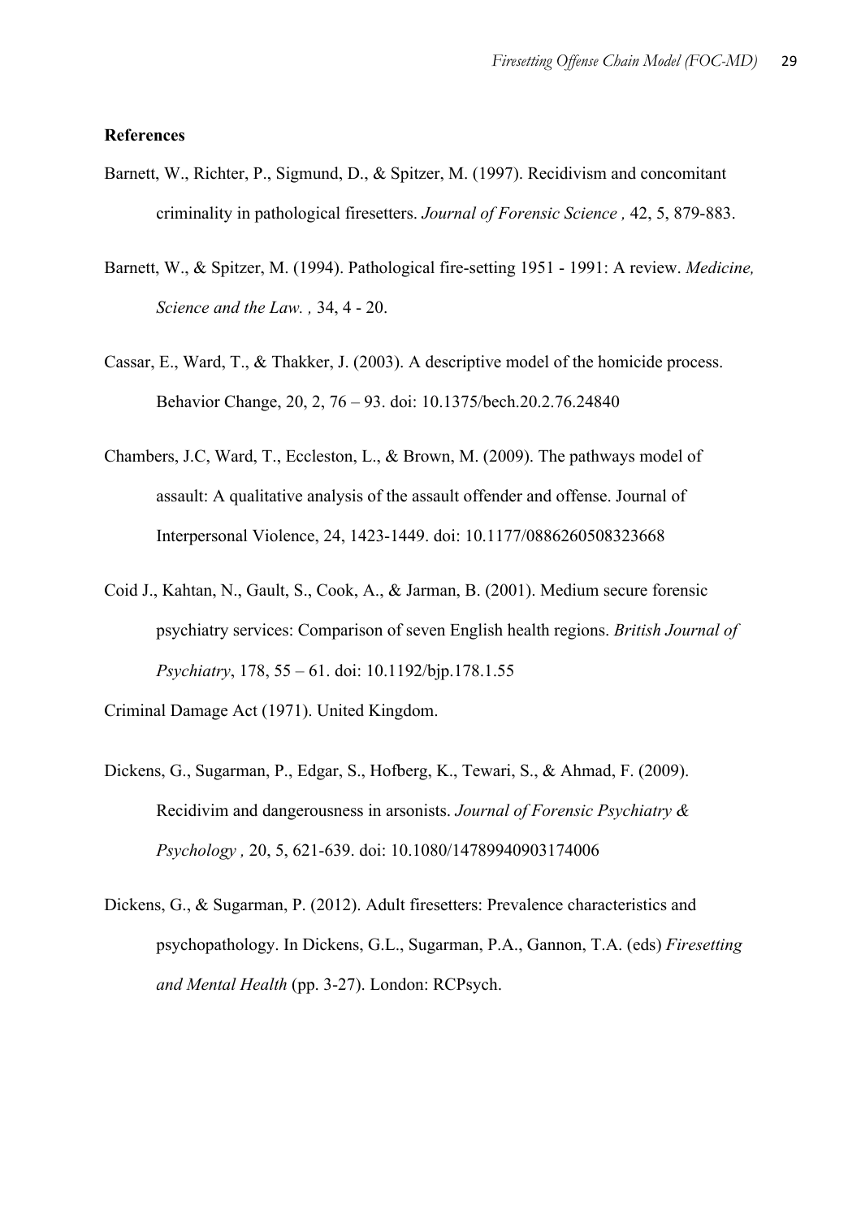**References**

Barnett, W., Richter, P., Sigmund, D., & Spitzer, M. (1997). Recidivism and concomitant criminality in pathological firesetters. *Journal of Forensic Science ,* 42, 5, 879-883.

Barnett, W., & Spitzer, M. (1994). Pathological fire-setting 1951 - 1991: A review. *Medicine, Science and the Law. ,* 34, 4 - 20.

Cassar, E., Ward, T., & Thakker, J. (2003). A descriptive model of the homicide process. Behavior Change, 20, 2, 76 – 93. doi: 10.1375/bech.20.2.76.24840

Chambers, J.C, Ward, T., Eccleston, L., & Brown, M. (2009). The pathways model of assault: A qualitative analysis of the assault offender and offense. Journal of Interpersonal Violence, 24, 1423-1449. doi: 10.1177/0886260508323668

Coid J., Kahtan, N., Gault, S., Cook, A., & Jarman, B. (2001). Medium secure forensic psychiatry services: Comparison of seven English health regions. *British Journal of Psychiatry*, 178, 55 – 61. doi: 10.1192/bjp.178.1.55

Criminal Damage Act (1971). United Kingdom.

Dickens, G., Sugarman, P., Edgar, S., Hofberg, K., Tewari, S., & Ahmad, F. (2009). Recidivim and dangerousness in arsonists. *Journal of Forensic Psychiatry & Psychology ,* 20, 5, 621-639. doi: 10.1080/14789940903174006

Dickens, G., & Sugarman, P. (2012). Adult firesetters: Prevalence characteristics and psychopathology. In Dickens, G.L., Sugarman, P.A., Gannon, T.A. (eds) *Firesetting and Mental Health* (pp. 3-27). London: RCPsych.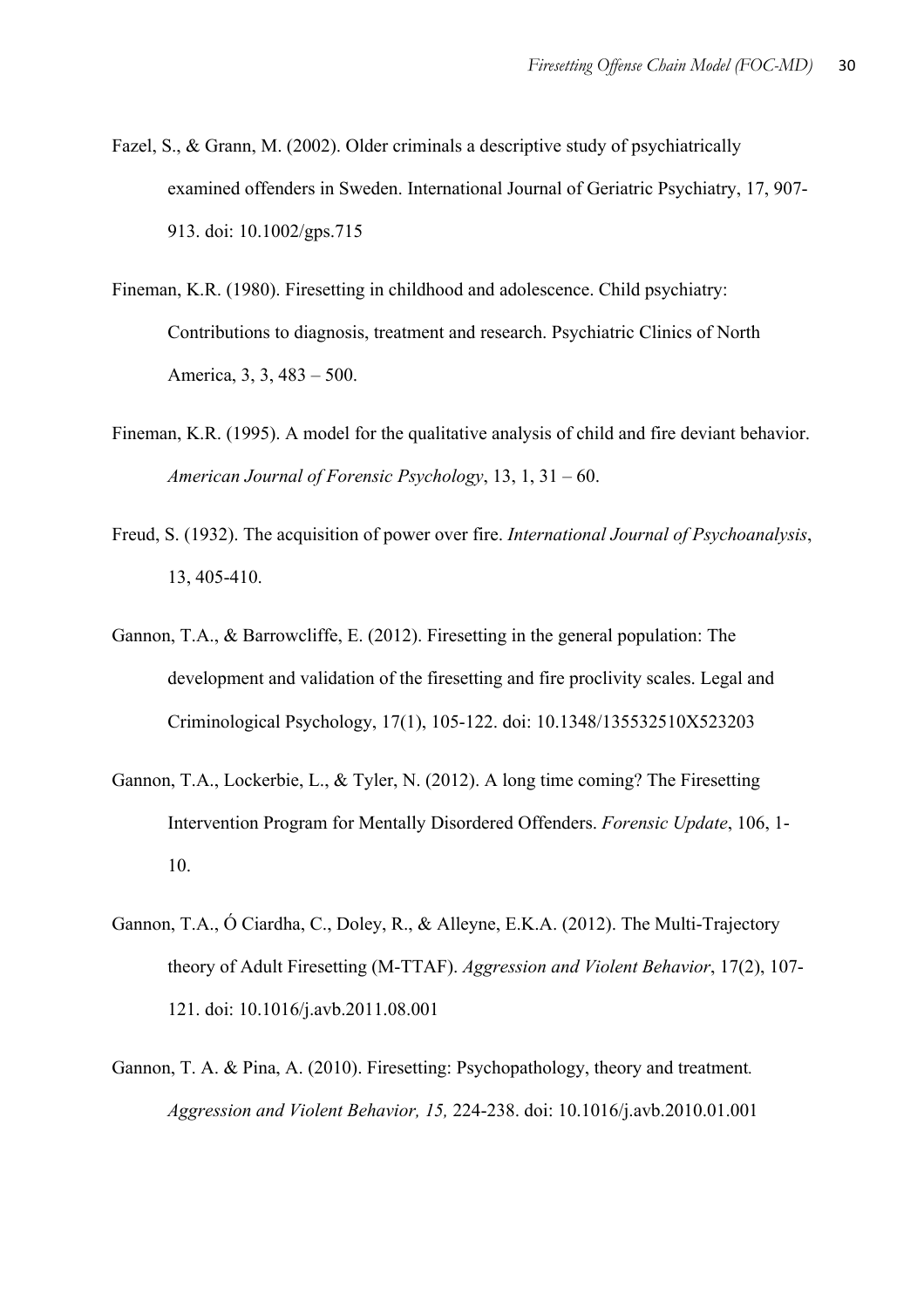Fazel, S., & Grann, M. (2002). Older criminals a descriptive study of psychiatrically examined offenders in Sweden. International Journal of Geriatric Psychiatry, 17, 907-913. doi: 10.1002/gps.715

Fineman, K.R. (1980). Firesetting in childhood and adolescence. Child psychiatry: Contributions to diagnosis, treatment and research. Psychiatric Clinics of North America, 3, 3, 483 – 500.

Fineman, K.R. (1995). A model for the qualitative analysis of child and fire deviant behavior. *American Journal of Forensic Psychology*, 13, 1, 31 – 60.

Freud, S. (1932). The acquisition of power over fire. *International Journal of Psychoanalysis*, 13, 405-410.

Gannon, T.A., & Barrowcliffe, E. (2012). Firesetting in the general population: The development and validation of the firesetting and fire proclivity scales. Legal and Criminological Psychology, 17(1), 105-122. doi: 10.1348/135532510X523203

Gannon, T.A., Lockerbie, L., & Tyler, N. (2012). A long time coming? The Firesetting Intervention Program for Mentally Disordered Offenders. *Forensic Update*, 106, 1-10.

Gannon, T.A., Ó Ciardha, C., Doley, R., & Alleyne, E.K.A. (2012). The Multi-Trajectory theory of Adult Firesetting (M-TTAF). *Aggression and Violent Behavior*, 17(2), 107-121. doi: 10.1016/j.avb.2011.08.001

Gannon, T. A. & Pina, A. (2010). Firesetting: Psychopathology, theory and treatment. *Aggression and Violent Behavior, 15,* 224-238. doi: 10.1016/j.avb.2010.01.001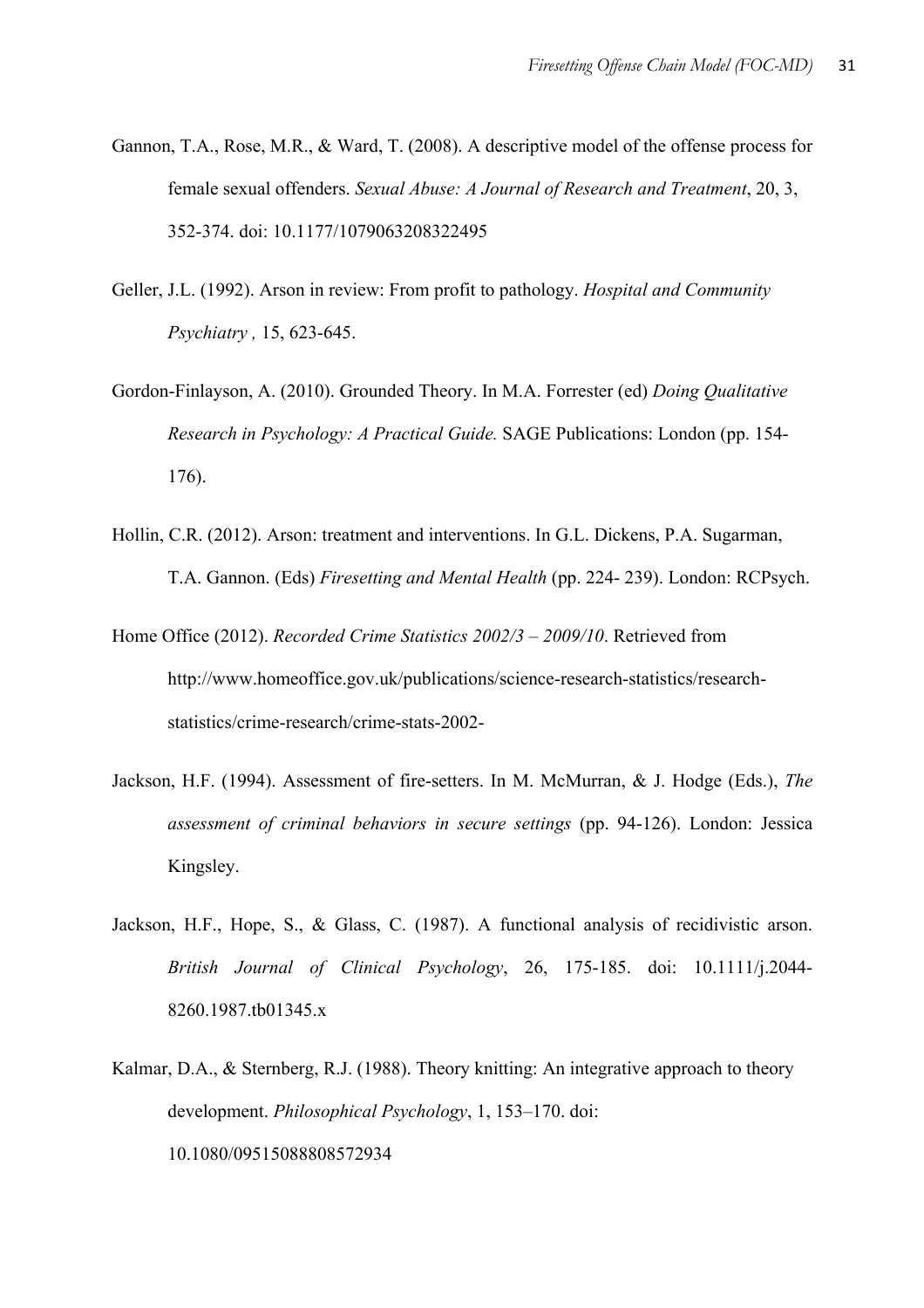Gannon, T.A., Rose, M.R., & Ward, T. (2008). A descriptive model of the offense process for female sexual offenders. *Sexual Abuse: A Journal of Research and Treatment*, 20, 3, 352-374. doi: 10.1177/1079063208322495

Geller, J.L. (1992). Arson in review: From profit to pathology. *Hospital and Community Psychiatry ,* 15, 623-645.

Gordon-Finlayson, A. (2010). Grounded Theory. In M.A. Forrester (ed) *Doing Qualitative Research in Psychology: A Practical Guide.* SAGE Publications: London (pp. 154-176).

Hollin, C.R. (2012). Arson: treatment and interventions. In G.L. Dickens, P.A. Sugarman, T.A. Gannon. (Eds) *Firesetting and Mental Health* (pp. 224- 239). London: RCPsych.

Home Office (2012). *Recorded Crime Statistics 2002/3 – 2009/10*. Retrieved from http://www.homeoffice.gov.uk/publications/science-research-statistics/research-statistics/crime-research/crime-stats-2002-

Jackson, H.F. (1994). Assessment of fire-setters. In M. McMurran, & J. Hodge (Eds.), *The assessment of criminal behaviors in secure settings* (pp. 94-126). London: Jessica Kingsley.

Jackson, H.F., Hope, S., & Glass, C. (1987). A functional analysis of recidivistic arson. *British Journal of Clinical Psychology*, 26, 175-185. doi: 10.1111/j.2044-8260.1987.tb01345.x

Kalmar, D.A., & Sternberg, R.J. (1988). Theory knitting: An integrative approach to theory development. *Philosophical Psychology*, 1, 153–170. doi: 10.1080/09515088808572934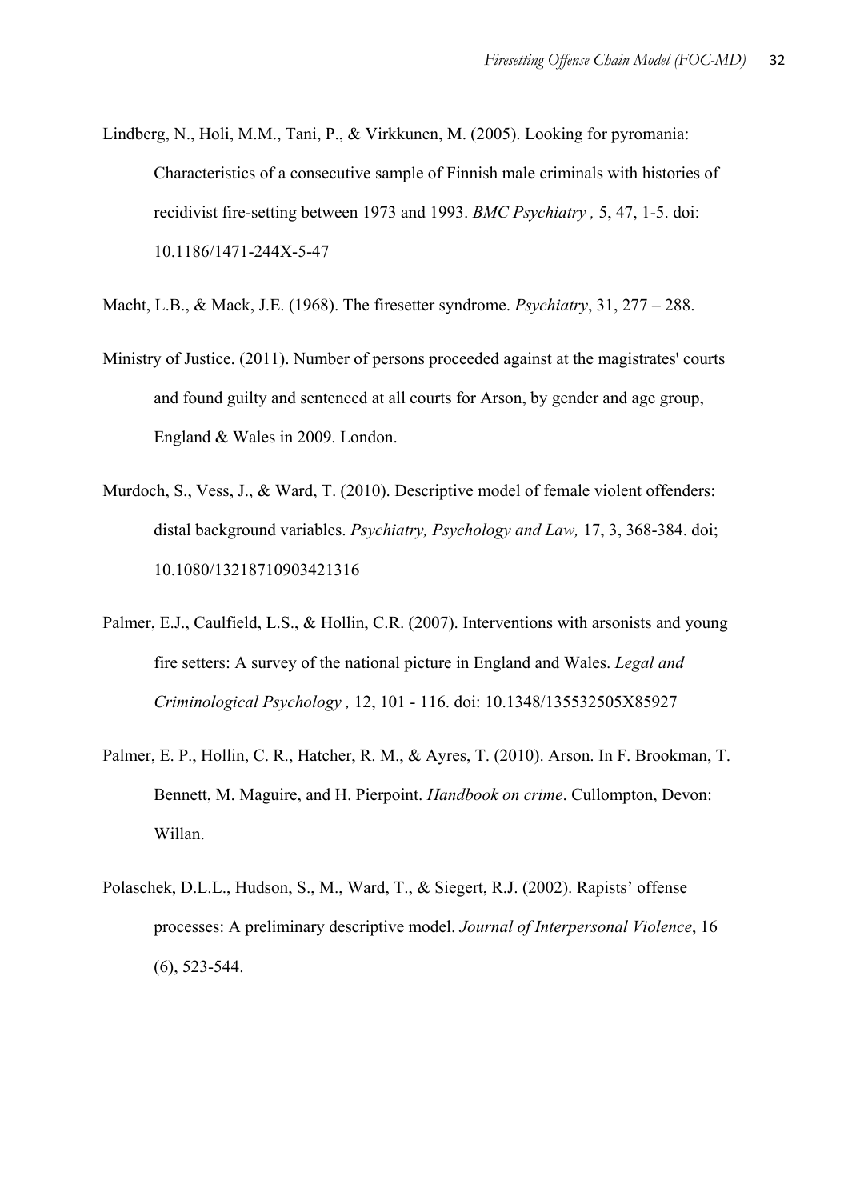Lindberg, N., Holi, M.M., Tani, P., & Virkkunen, M. (2005). Looking for pyromania: Characteristics of a consecutive sample of Finnish male criminals with histories of recidivist fire-setting between 1973 and 1993. *BMC Psychiatry ,* 5, 47, 1-5. doi: 10.1186/1471-244X-5-47

Macht, L.B., & Mack, J.E. (1968). The firesetter syndrome. *Psychiatry*, 31, 277 – 288.

Ministry of Justice. (2011). Number of persons proceeded against at the magistrates' courts and found guilty and sentenced at all courts for Arson, by gender and age group, England & Wales in 2009. London.

Murdoch, S., Vess, J., & Ward, T. (2010). Descriptive model of female violent offenders: distal background variables. *Psychiatry, Psychology and Law,* 17, 3, 368-384. doi; 10.1080/13218710903421316

Palmer, E.J., Caulfield, L.S., & Hollin, C.R. (2007). Interventions with arsonists and young fire setters: A survey of the national picture in England and Wales. *Legal and Criminological Psychology ,* 12, 101 - 116. doi: 10.1348/135532505X85927

Palmer, E. P., Hollin, C. R., Hatcher, R. M., & Ayres, T. (2010). Arson. In F. Brookman, T. Bennett, M. Maguire, and H. Pierpoint. *Handbook on crime*. Cullompton, Devon: Willan.

Polaschek, D.L.L., Hudson, S., M., Ward, T., & Siegert, R.J. (2002). Rapists' offense processes: A preliminary descriptive model. *Journal of Interpersonal Violence*, 16 (6), 523-544.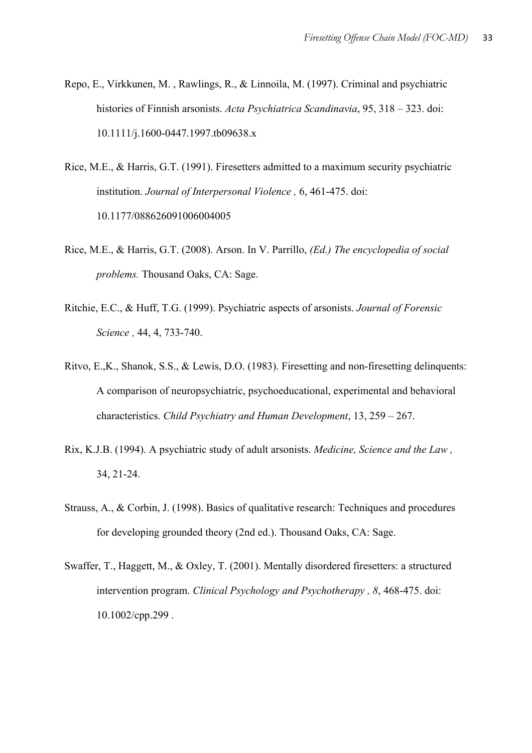Repo, E., Virkkunen, M. , Rawlings, R., & Linnoila, M. (1997). Criminal and psychiatric histories of Finnish arsonists. *Acta Psychiatrica Scandinavia*, 95, 318 – 323. doi: 10.1111/j.1600-0447.1997.tb09638.x

Rice, M.E., & Harris, G.T. (1991). Firesetters admitted to a maximum security psychiatric institution. *Journal of Interpersonal Violence ,* 6, 461-475. doi: 10.1177/088626091006004005

Rice, M.E., & Harris, G.T. (2008). Arson. In V. Parrillo, *(Ed.) The encyclopedia of social problems.* Thousand Oaks, CA: Sage.

Ritchie, E.C., & Huff, T.G. (1999). Psychiatric aspects of arsonists. *Journal of Forensic Science ,* 44, 4, 733-740.

Ritvo, E.,K., Shanok, S.S., & Lewis, D.O. (1983). Firesetting and non-firesetting delinquents: A comparison of neuropsychiatric, psychoeducational, experimental and behavioral characteristics. *Child Psychiatry and Human Development*, 13, 259 – 267.

Rix, K.J.B. (1994). A psychiatric study of adult arsonists. *Medicine, Science and the Law ,* 34, 21-24.

Strauss, A., & Corbin, J. (1998). Basics of qualitative research: Techniques and procedures for developing grounded theory (2nd ed.). Thousand Oaks, CA: Sage.

Swaffer, T., Haggett, M., & Oxley, T. (2001). Mentally disordered firesetters: a structured intervention program. *Clinical Psychology and Psychotherapy , 8*, 468-475. doi: 10.1002/cpp.299 .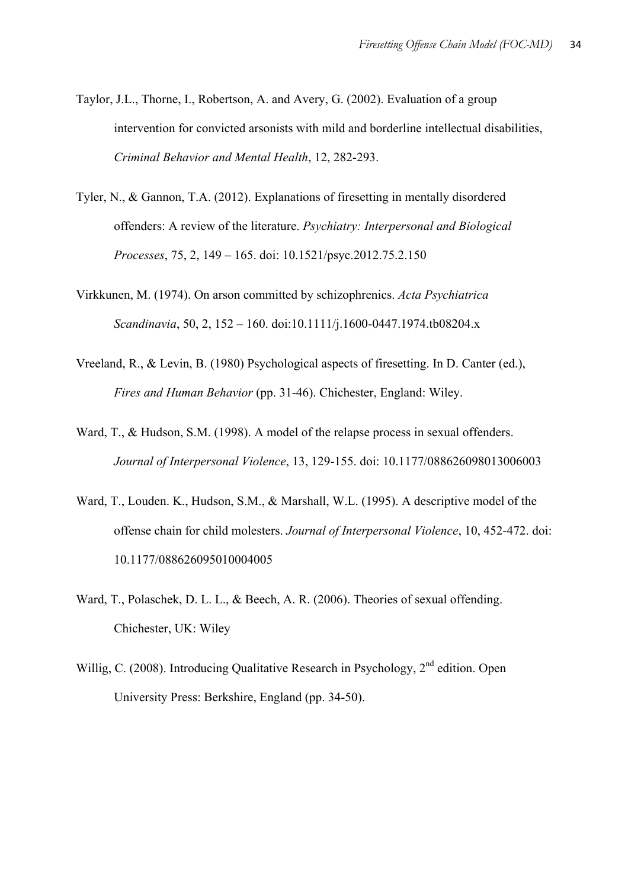Taylor, J.L., Thorne, I., Robertson, A. and Avery, G. (2002). Evaluation of a group intervention for convicted arsonists with mild and borderline intellectual disabilities, *Criminal Behavior and Mental Health*, 12, 282-293.

Tyler, N., & Gannon, T.A. (2012). Explanations of firesetting in mentally disordered offenders: A review of the literature. *Psychiatry: Interpersonal and Biological Processes*, 75, 2, 149 – 165. doi: 10.1521/psyc.2012.75.2.150

Virkkunen, M. (1974). On arson committed by schizophrenics. *Acta Psychiatrica Scandinavia*, 50, 2, 152 – 160. doi:10.1111/j.1600-0447.1974.tb08204.x

Vreeland, R., & Levin, B. (1980) Psychological aspects of firesetting. In D. Canter (ed.), *Fires and Human Behavior* (pp. 31-46). Chichester, England: Wiley.

Ward, T., & Hudson, S.M. (1998). A model of the relapse process in sexual offenders. *Journal of Interpersonal Violence*, 13, 129-155. doi: 10.1177/088626098013006003

Ward, T., Louden. K., Hudson, S.M., & Marshall, W.L. (1995). A descriptive model of the offense chain for child molesters. *Journal of Interpersonal Violence*, 10, 452-472. doi: 10.1177/088626095010004005

Ward, T., Polaschek, D. L. L., & Beech, A. R. (2006). Theories of sexual offending. Chichester, UK: Wiley

Willig, C. (2008). Introducing Qualitative Research in Psychology, 2nd edition. Open University Press: Berkshire, England (pp. 34-50).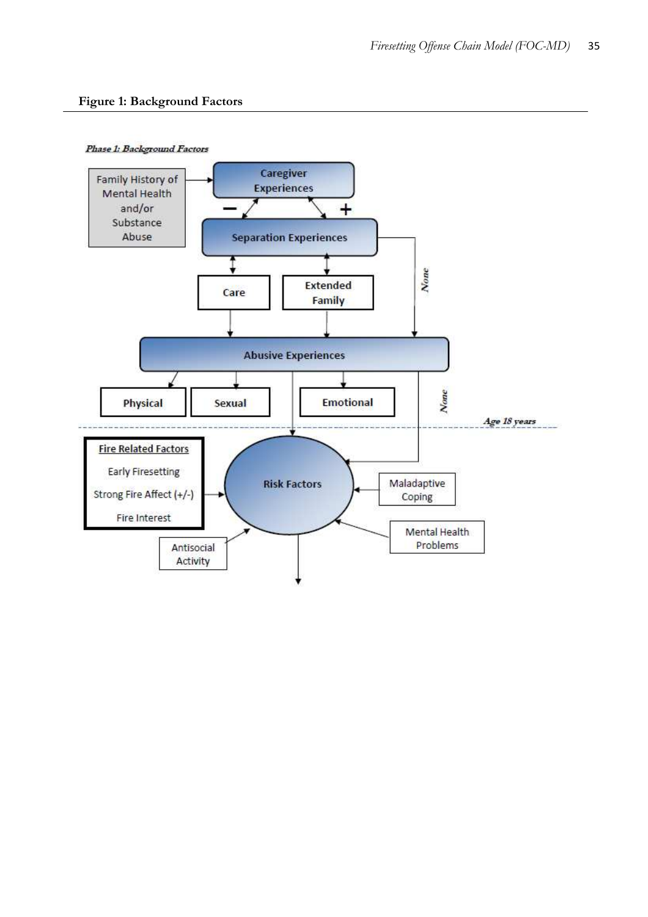**Figure 1: Background Factors**

*Phase 1: Background Factors*

Family History of Mental Health and/or Substance Abuse

Caregiver Experiences

Separation Experiences

Care

Extended Family

None

Abusive Experiences

Physical

Sexual

Emotional

None

Age 18 years

**Fire Related Factors**

Early Firesetting

Strong Fire Affect (+/-)

Fire Interest

Risk Factors

Maladaptive Coping

Mental Health Problems

Antisocial Activity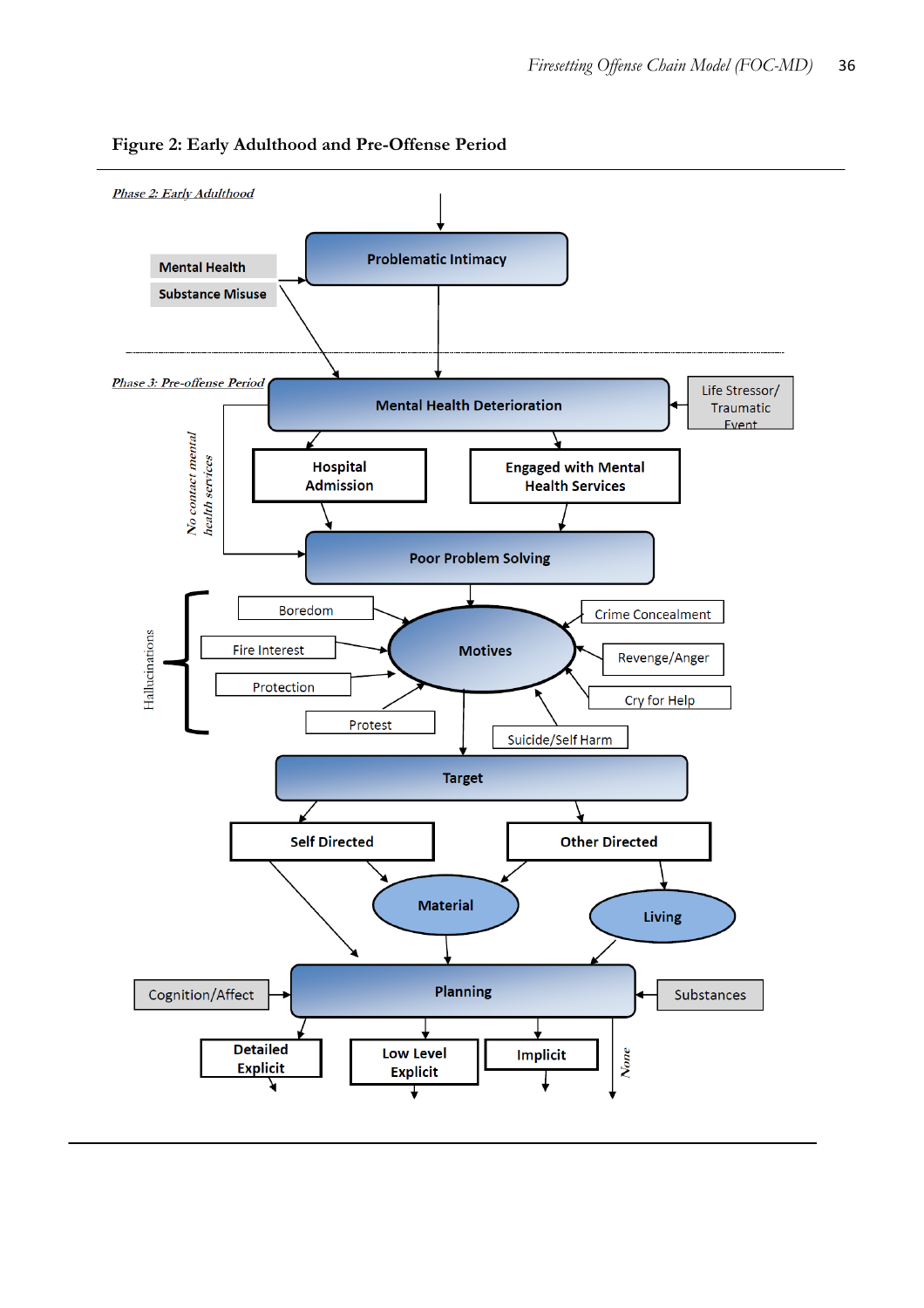**Figure 2: Early Adulthood and Pre-Offense Period**

*Phase 2: Early Adulthood*

Mental Health

Substance Misuse

Problematic Intimacy

*Phase 3: Pre-offense Period*

Mental Health Deterioration

Life Stressor/ Traumatic Event

*No contact mental health services*

Hospital Admission

Engaged with Mental Health Services

Poor Problem Solving

Hallucinations

Boredom

Fire Interest

Protection

Protest

Motives

Crime Concealment

Revenge/Anger

Cry for Help

Suicide/Self Harm

Target

Self Directed

Other Directed

Material

Living

Cognition/Affect

Planning

Substances

Detailed Explicit

Low Level Explicit

Implicit

*None*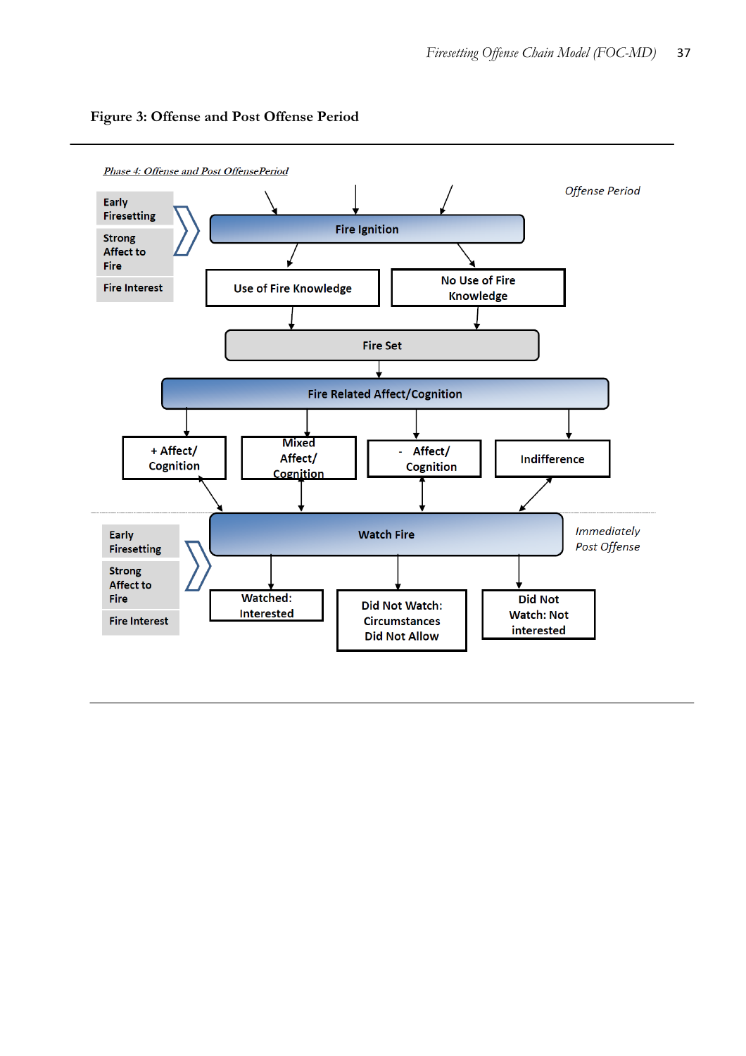**Figure 3: Offense and Post Offense Period**

*Phase 4: Offense and Post OffensePeriod*

*Offense Period*

Early Firesetting

Strong Affect to Fire

Fire Interest

Fire Ignition

Use of Fire Knowledge

No Use of Fire Knowledge

Fire Set

Fire Related Affect/Cognition

+ Affect/ Cognition

Mixed Affect/ Cognition

- Affect/ Cognition

Indifference

*Immediately Post Offense*

Early Firesetting

Strong Affect to Fire

Fire Interest

Watch Fire

Watched: Interested

Did Not Watch: Circumstances Did Not Allow

Did Not Watch: Not interested